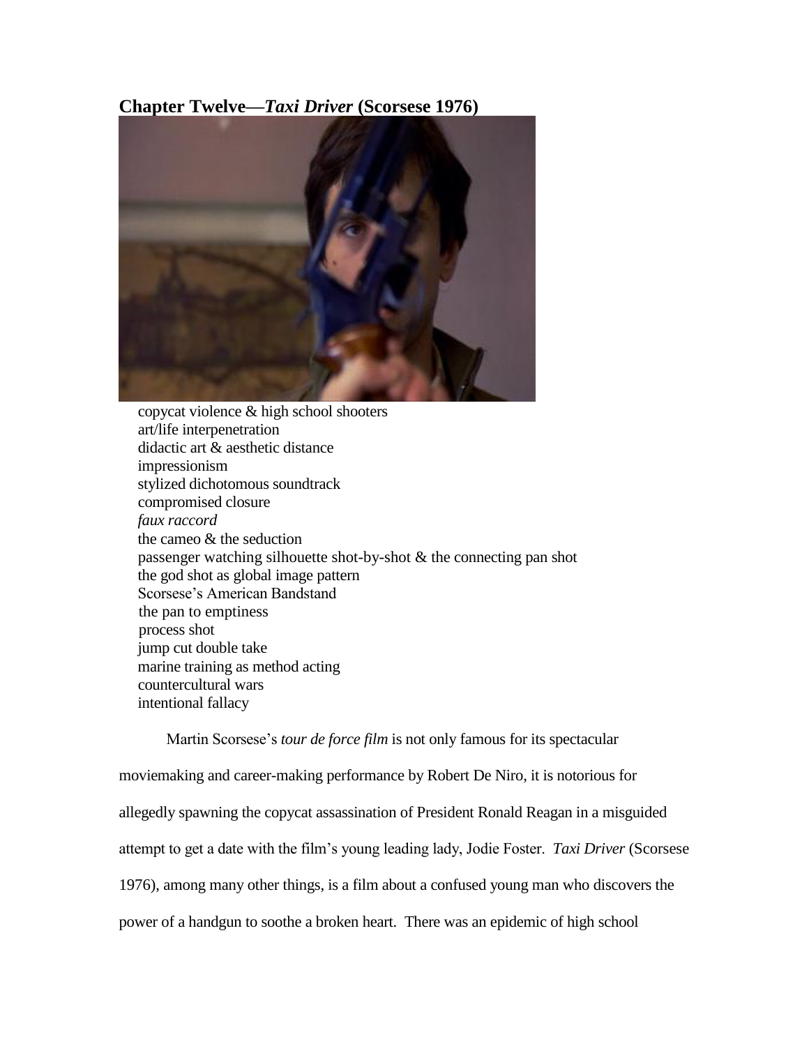## Chapter Twelve—*Taxi Driver* (Scorsese 1976)

copycat violence & high school shooters
art/life interpenetration
didactic art & aesthetic distance
impressionism
stylized dichotomous soundtrack
compromised closure
*faux raccord*
the cameo & the seduction
passenger watching silhouette shot-by-shot & the connecting pan shot
the god shot as global image pattern
Scorsese's American Bandstand
the pan to emptiness
process shot
jump cut double take
marine training as method acting
countercultural wars
intentional fallacy

Martin Scorsese's *tour de force film* is not only famous for its spectacular moviemaking and career-making performance by Robert De Niro, it is notorious for allegedly spawning the copycat assassination of President Ronald Reagan in a misguided attempt to get a date with the film's young leading lady, Jodie Foster. *Taxi Driver* (Scorsese 1976), among many other things, is a film about a confused young man who discovers the power of a handgun to soothe a broken heart. There was an epidemic of high school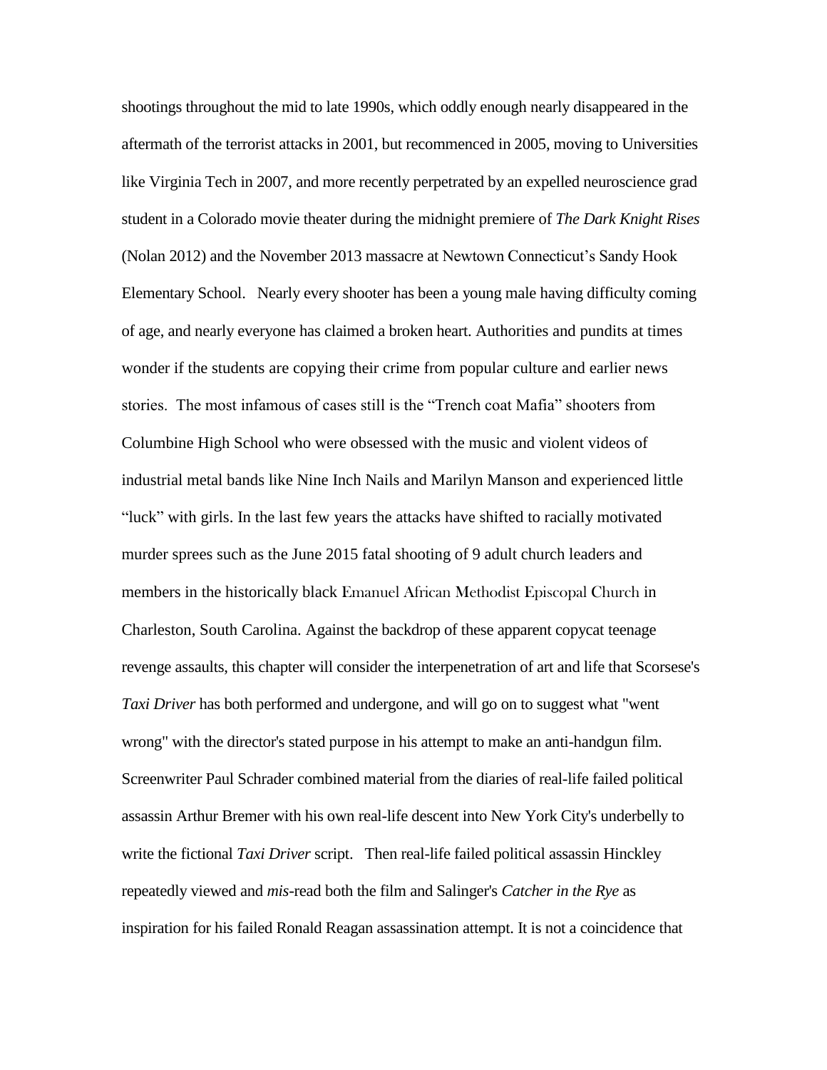shootings throughout the mid to late 1990s, which oddly enough nearly disappeared in the aftermath of the terrorist attacks in 2001, but recommenced in 2005, moving to Universities like Virginia Tech in 2007, and more recently perpetrated by an expelled neuroscience grad student in a Colorado movie theater during the midnight premiere of *The Dark Knight Rises* (Nolan 2012) and the November 2013 massacre at Newtown Connecticut's Sandy Hook Elementary School. Nearly every shooter has been a young male having difficulty coming of age, and nearly everyone has claimed a broken heart. Authorities and pundits at times wonder if the students are copying their crime from popular culture and earlier news stories. The most infamous of cases still is the "Trench coat Mafia" shooters from Columbine High School who were obsessed with the music and violent videos of industrial metal bands like Nine Inch Nails and Marilyn Manson and experienced little "luck" with girls. In the last few years the attacks have shifted to racially motivated murder sprees such as the June 2015 fatal shooting of 9 adult church leaders and members in the historically black Emanuel African Methodist Episcopal Church in Charleston, South Carolina. Against the backdrop of these apparent copycat teenage revenge assaults, this chapter will consider the interpenetration of art and life that Scorsese's *Taxi Driver* has both performed and undergone, and will go on to suggest what "went wrong" with the director's stated purpose in his attempt to make an anti-handgun film. Screenwriter Paul Schrader combined material from the diaries of real-life failed political assassin Arthur Bremer with his own real-life descent into New York City's underbelly to write the fictional *Taxi Driver* script. Then real-life failed political assassin Hinckley repeatedly viewed and *mis*-read both the film and Salinger's *Catcher in the Rye* as inspiration for his failed Ronald Reagan assassination attempt. It is not a coincidence that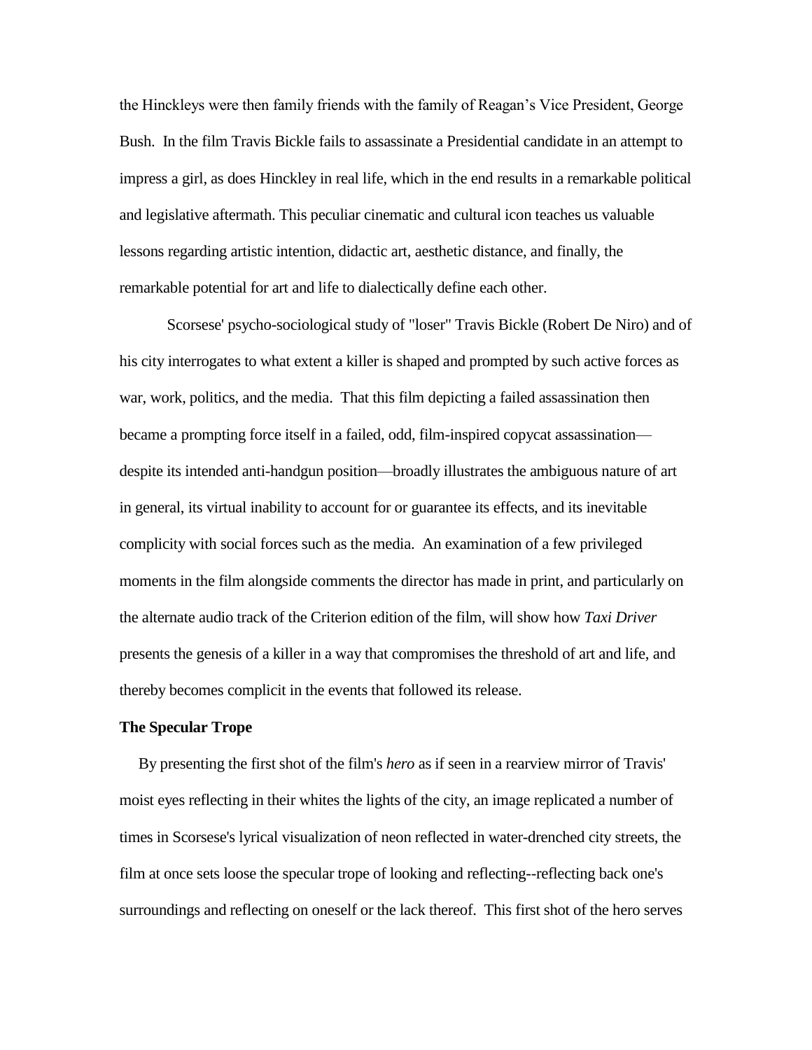the Hinckleys were then family friends with the family of Reagan's Vice President, George Bush. In the film Travis Bickle fails to assassinate a Presidential candidate in an attempt to impress a girl, as does Hinckley in real life, which in the end results in a remarkable political and legislative aftermath. This peculiar cinematic and cultural icon teaches us valuable lessons regarding artistic intention, didactic art, aesthetic distance, and finally, the remarkable potential for art and life to dialectically define each other.

Scorsese' psycho-sociological study of "loser" Travis Bickle (Robert De Niro) and of his city interrogates to what extent a killer is shaped and prompted by such active forces as war, work, politics, and the media. That this film depicting a failed assassination then became a prompting force itself in a failed, odd, film-inspired copycat assassination—despite its intended anti-handgun position—broadly illustrates the ambiguous nature of art in general, its virtual inability to account for or guarantee its effects, and its inevitable complicity with social forces such as the media. An examination of a few privileged moments in the film alongside comments the director has made in print, and particularly on the alternate audio track of the Criterion edition of the film, will show how *Taxi Driver* presents the genesis of a killer in a way that compromises the threshold of art and life, and thereby becomes complicit in the events that followed its release.

**The Specular Trope**

By presenting the first shot of the film's *hero* as if seen in a rearview mirror of Travis' moist eyes reflecting in their whites the lights of the city, an image replicated a number of times in Scorsese's lyrical visualization of neon reflected in water-drenched city streets, the film at once sets loose the specular trope of looking and reflecting--reflecting back one's surroundings and reflecting on oneself or the lack thereof. This first shot of the hero serves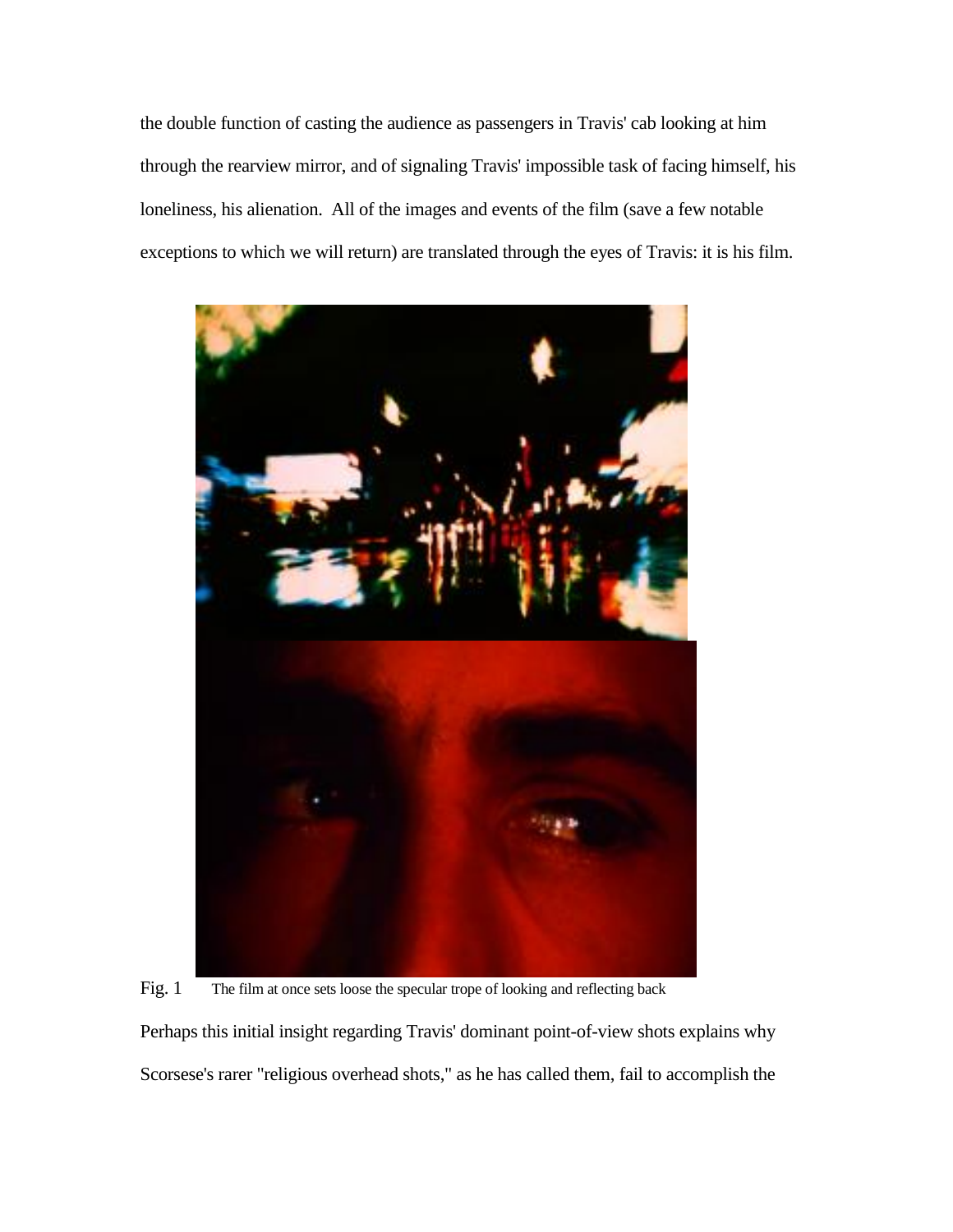the double function of casting the audience as passengers in Travis' cab looking at him through the rearview mirror, and of signaling Travis' impossible task of facing himself, his loneliness, his alienation. All of the images and events of the film (save a few notable exceptions to which we will return) are translated through the eyes of Travis: it is his film.

Fig. 1 The film at once sets loose the specular trope of looking and reflecting back

Perhaps this initial insight regarding Travis' dominant point-of-view shots explains why Scorsese's rarer "religious overhead shots," as he has called them, fail to accomplish the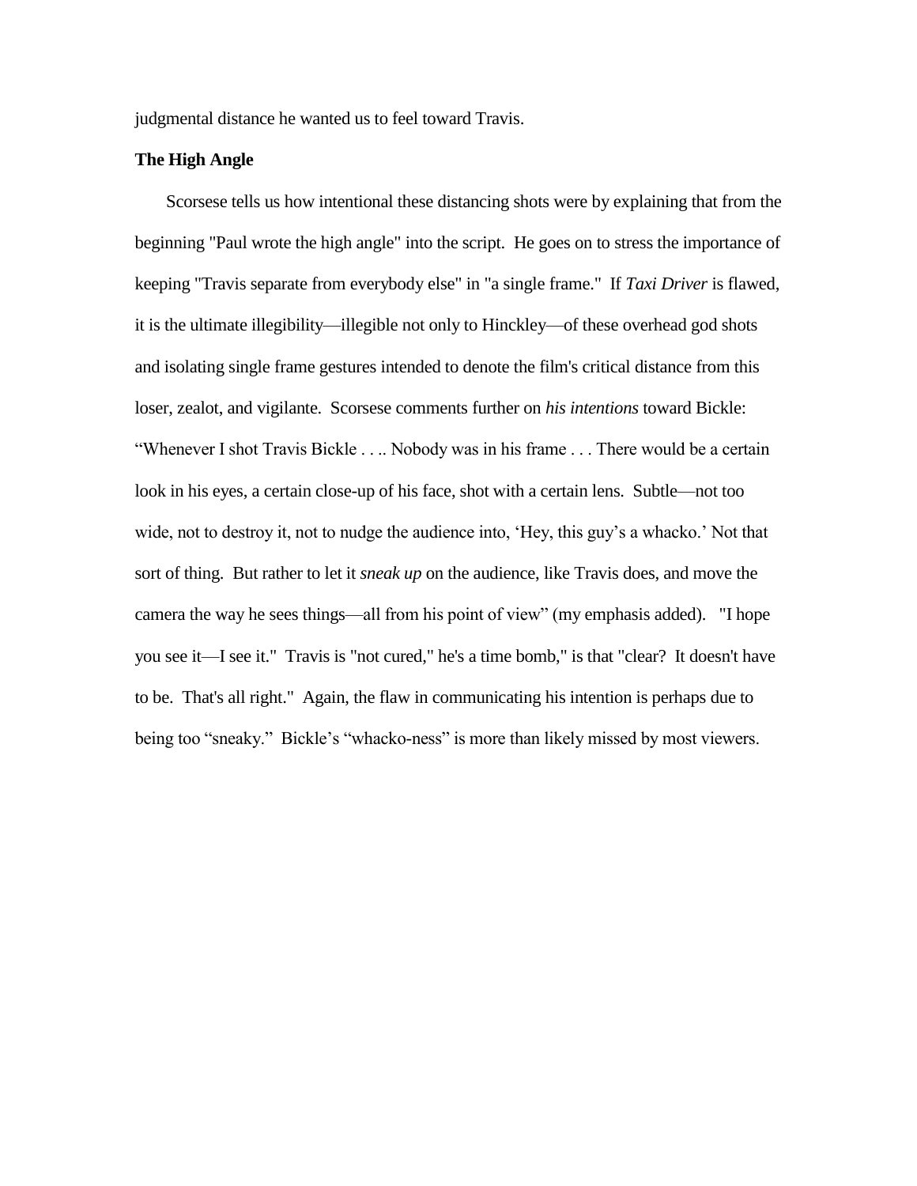judgmental distance he wanted us to feel toward Travis.

**The High Angle**

Scorsese tells us how intentional these distancing shots were by explaining that from the beginning "Paul wrote the high angle" into the script. He goes on to stress the importance of keeping "Travis separate from everybody else" in "a single frame." If *Taxi Driver* is flawed, it is the ultimate illegibility—illegible not only to Hinckley—of these overhead god shots and isolating single frame gestures intended to denote the film's critical distance from this loser, zealot, and vigilante. Scorsese comments further on *his intentions* toward Bickle: "Whenever I shot Travis Bickle . . .. Nobody was in his frame . . . There would be a certain look in his eyes, a certain close-up of his face, shot with a certain lens. Subtle—not too wide, not to destroy it, not to nudge the audience into, 'Hey, this guy's a whacko.' Not that sort of thing. But rather to let it *sneak up* on the audience, like Travis does, and move the camera the way he sees things—all from his point of view" (my emphasis added). "I hope you see it—I see it." Travis is "not cured," he's a time bomb," is that "clear? It doesn't have to be. That's all right." Again, the flaw in communicating his intention is perhaps due to being too "sneaky." Bickle's "whacko-ness" is more than likely missed by most viewers.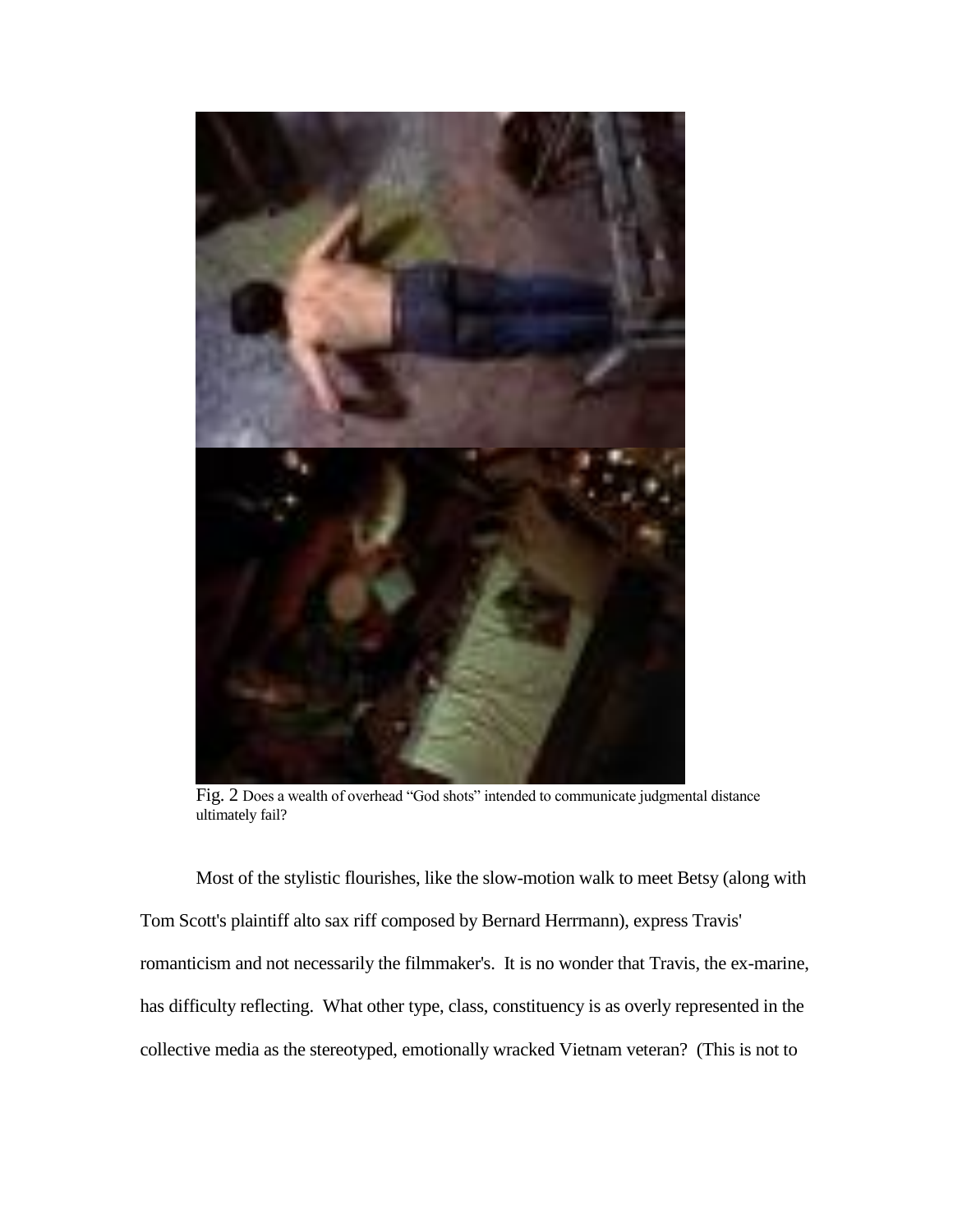Fig. 2 Does a wealth of overhead "God shots" intended to communicate judgmental distance ultimately fail?

Most of the stylistic flourishes, like the slow-motion walk to meet Betsy (along with Tom Scott's plaintiff alto sax riff composed by Bernard Herrmann), express Travis' romanticism and not necessarily the filmmaker's. It is no wonder that Travis, the ex-marine, has difficulty reflecting. What other type, class, constituency is as overly represented in the collective media as the stereotyped, emotionally wracked Vietnam veteran? (This is not to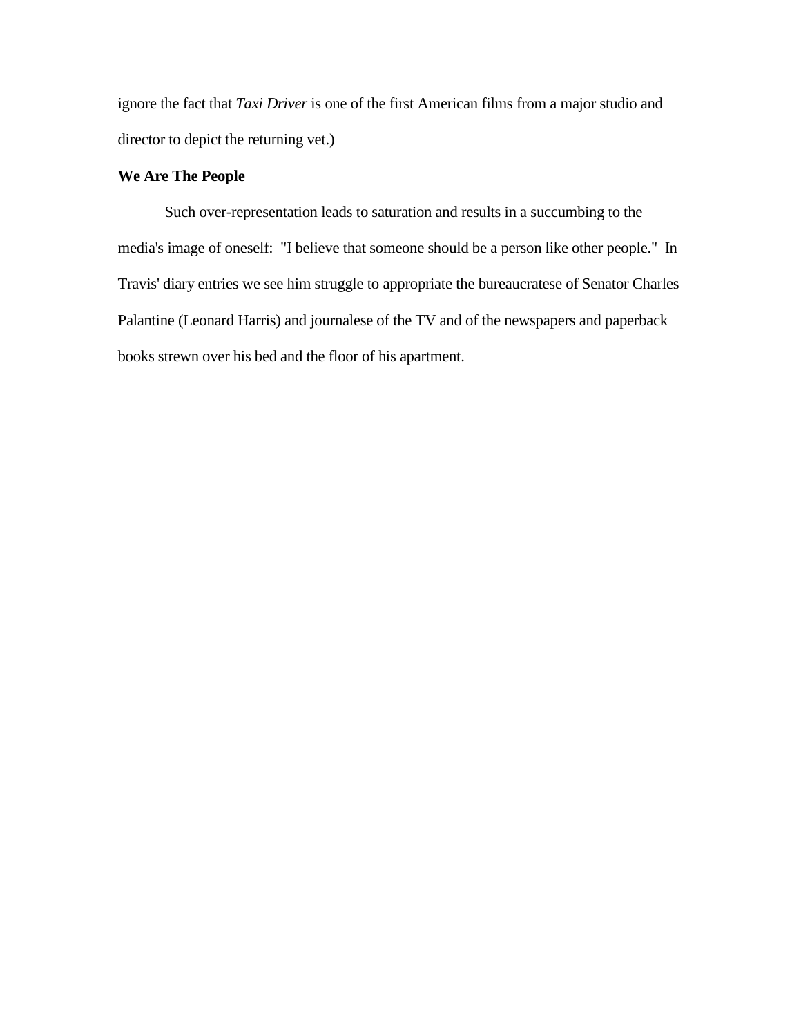ignore the fact that *Taxi Driver* is one of the first American films from a major studio and director to depict the returning vet.)

**We Are The People**

Such over-representation leads to saturation and results in a succumbing to the media's image of oneself: "I believe that someone should be a person like other people." In Travis' diary entries we see him struggle to appropriate the bureaucratese of Senator Charles Palantine (Leonard Harris) and journalese of the TV and of the newspapers and paperback books strewn over his bed and the floor of his apartment.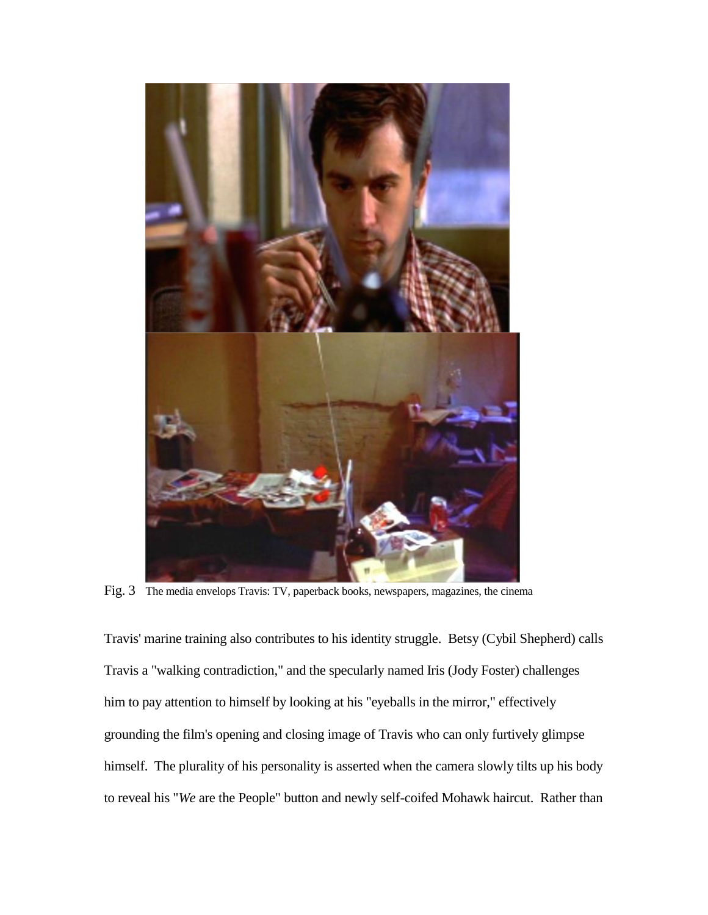Fig. 3 The media envelops Travis: TV, paperback books, newspapers, magazines, the cinema

Travis' marine training also contributes to his identity struggle. Betsy (Cybil Shepherd) calls Travis a "walking contradiction," and the specularly named Iris (Jody Foster) challenges him to pay attention to himself by looking at his "eyeballs in the mirror," effectively grounding the film's opening and closing image of Travis who can only furtively glimpse himself. The plurality of his personality is asserted when the camera slowly tilts up his body to reveal his "*We* are the People" button and newly self-coifed Mohawk haircut. Rather than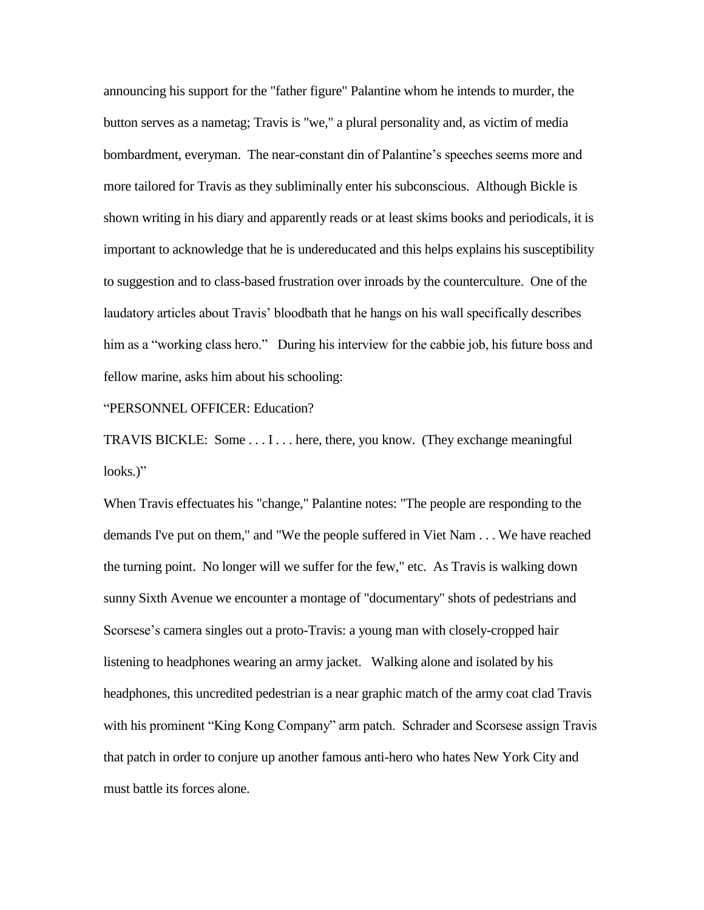announcing his support for the "father figure" Palantine whom he intends to murder, the button serves as a nametag; Travis is "we," a plural personality and, as victim of media bombardment, everyman. The near-constant din of Palantine's speeches seems more and more tailored for Travis as they subliminally enter his subconscious. Although Bickle is shown writing in his diary and apparently reads or at least skims books and periodicals, it is important to acknowledge that he is undereducated and this helps explains his susceptibility to suggestion and to class-based frustration over inroads by the counterculture. One of the laudatory articles about Travis' bloodbath that he hangs on his wall specifically describes him as a "working class hero." During his interview for the cabbie job, his future boss and fellow marine, asks him about his schooling:

"PERSONNEL OFFICER: Education?

TRAVIS BICKLE: Some . . . I . . . here, there, you know. (They exchange meaningful looks.)"

When Travis effectuates his "change," Palantine notes: "The people are responding to the demands I've put on them," and "We the people suffered in Viet Nam . . . We have reached the turning point. No longer will we suffer for the few," etc. As Travis is walking down sunny Sixth Avenue we encounter a montage of "documentary" shots of pedestrians and Scorsese's camera singles out a proto-Travis: a young man with closely-cropped hair listening to headphones wearing an army jacket. Walking alone and isolated by his headphones, this uncredited pedestrian is a near graphic match of the army coat clad Travis with his prominent "King Kong Company" arm patch. Schrader and Scorsese assign Travis that patch in order to conjure up another famous anti-hero who hates New York City and must battle its forces alone.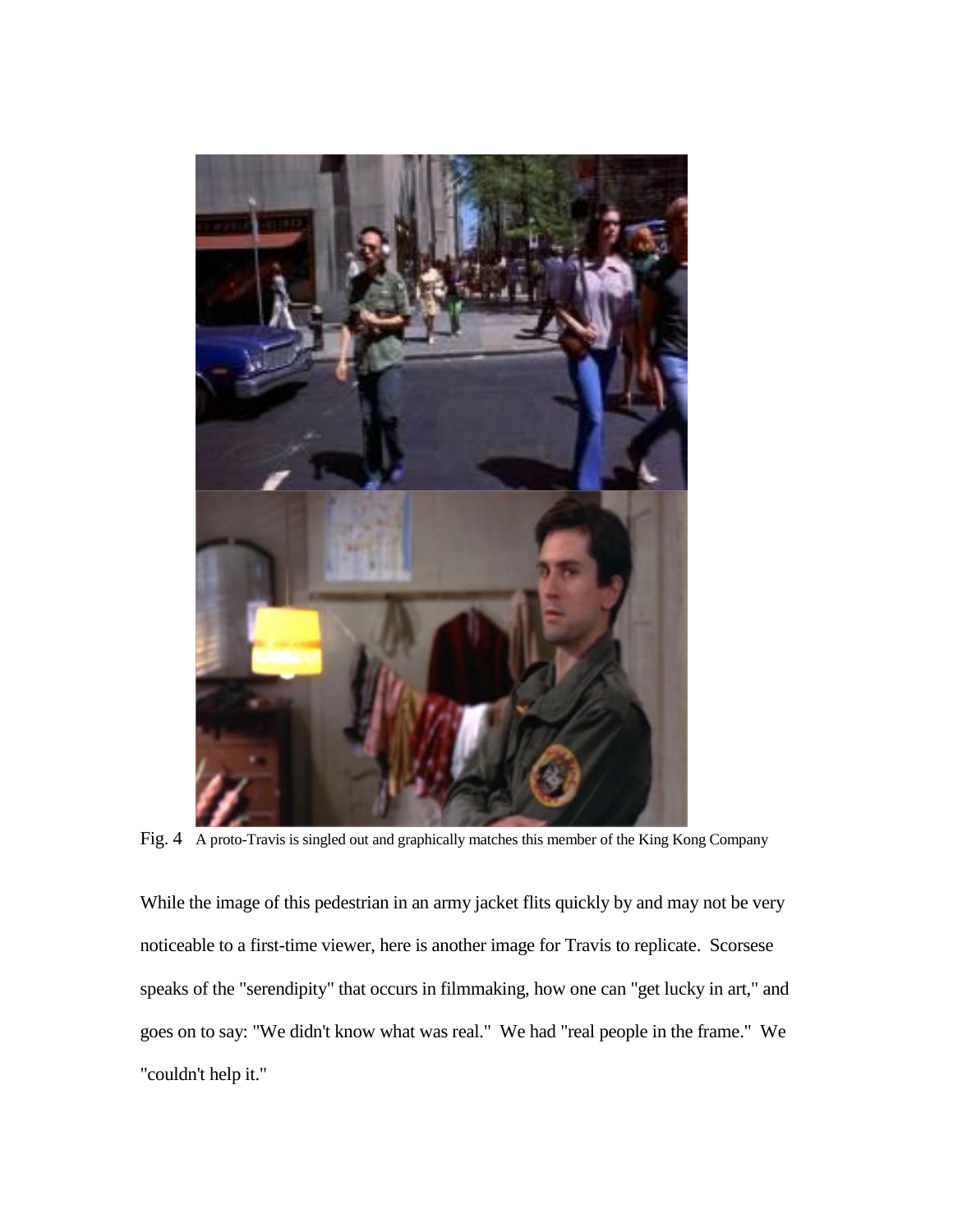Fig. 4 A proto-Travis is singled out and graphically matches this member of the King Kong Company

While the image of this pedestrian in an army jacket flits quickly by and may not be very noticeable to a first-time viewer, here is another image for Travis to replicate. Scorsese speaks of the "serendipity" that occurs in filmmaking, how one can "get lucky in art," and goes on to say: "We didn't know what was real." We had "real people in the frame." We "couldn't help it."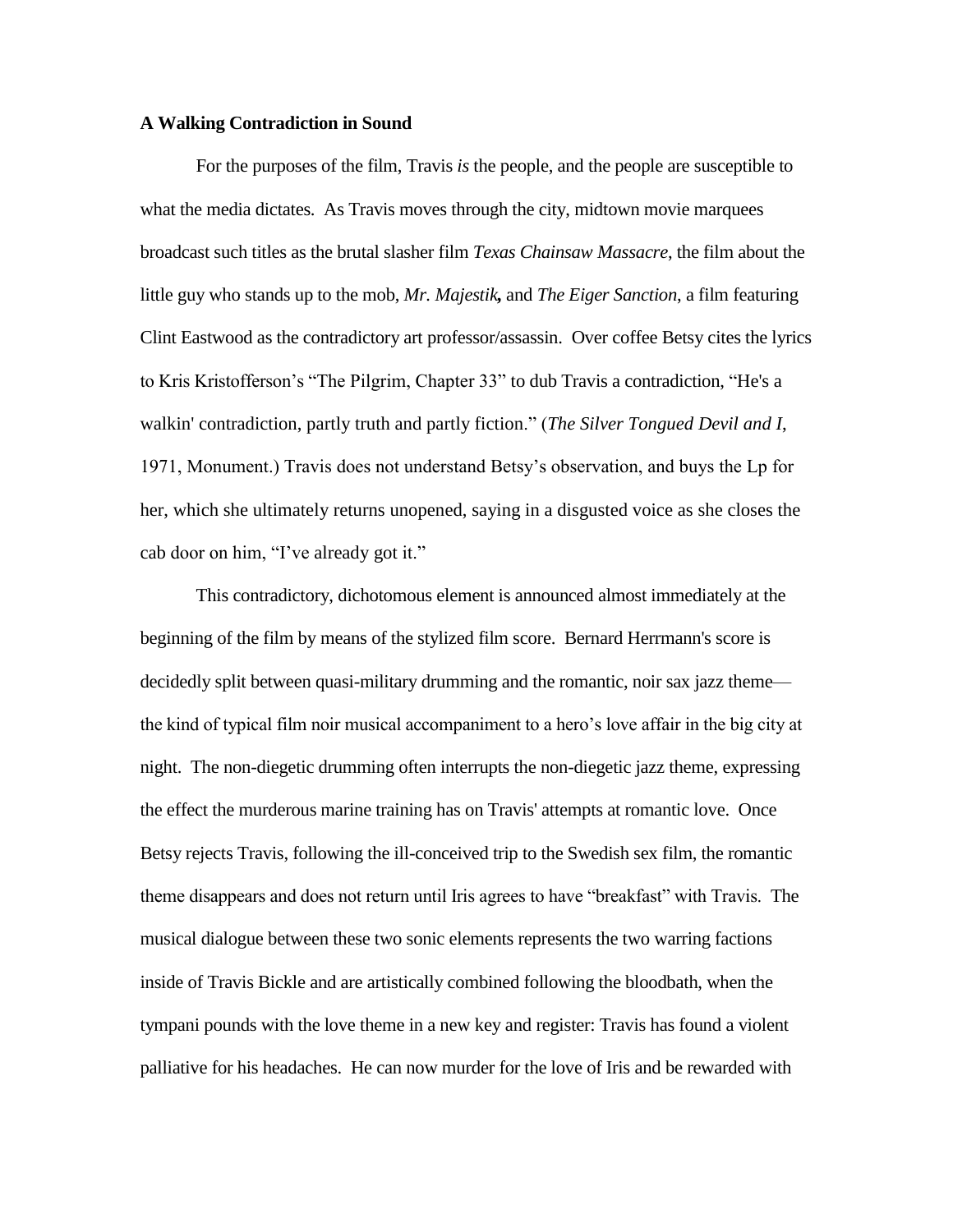**A Walking Contradiction in Sound**

For the purposes of the film, Travis *is* the people, and the people are susceptible to what the media dictates. As Travis moves through the city, midtown movie marquees broadcast such titles as the brutal slasher film *Texas Chainsaw Massacre*, the film about the little guy who stands up to the mob, ***Mr. Majestik,*** and *The Eiger Sanction*, a film featuring Clint Eastwood as the contradictory art professor/assassin. Over coffee Betsy cites the lyrics to Kris Kristofferson's "The Pilgrim, Chapter 33" to dub Travis a contradiction, "He's a walkin' contradiction, partly truth and partly fiction." (*The Silver Tongued Devil and I*, 1971, Monument.) Travis does not understand Betsy's observation, and buys the Lp for her, which she ultimately returns unopened, saying in a disgusted voice as she closes the cab door on him, "I've already got it."

This contradictory, dichotomous element is announced almost immediately at the beginning of the film by means of the stylized film score. Bernard Herrmann's score is decidedly split between quasi-military drumming and the romantic, noir sax jazz theme—the kind of typical film noir musical accompaniment to a hero's love affair in the big city at night. The non-diegetic drumming often interrupts the non-diegetic jazz theme, expressing the effect the murderous marine training has on Travis' attempts at romantic love. Once Betsy rejects Travis, following the ill-conceived trip to the Swedish sex film, the romantic theme disappears and does not return until Iris agrees to have "breakfast" with Travis. The musical dialogue between these two sonic elements represents the two warring factions inside of Travis Bickle and are artistically combined following the bloodbath, when the tympani pounds with the love theme in a new key and register: Travis has found a violent palliative for his headaches. He can now murder for the love of Iris and be rewarded with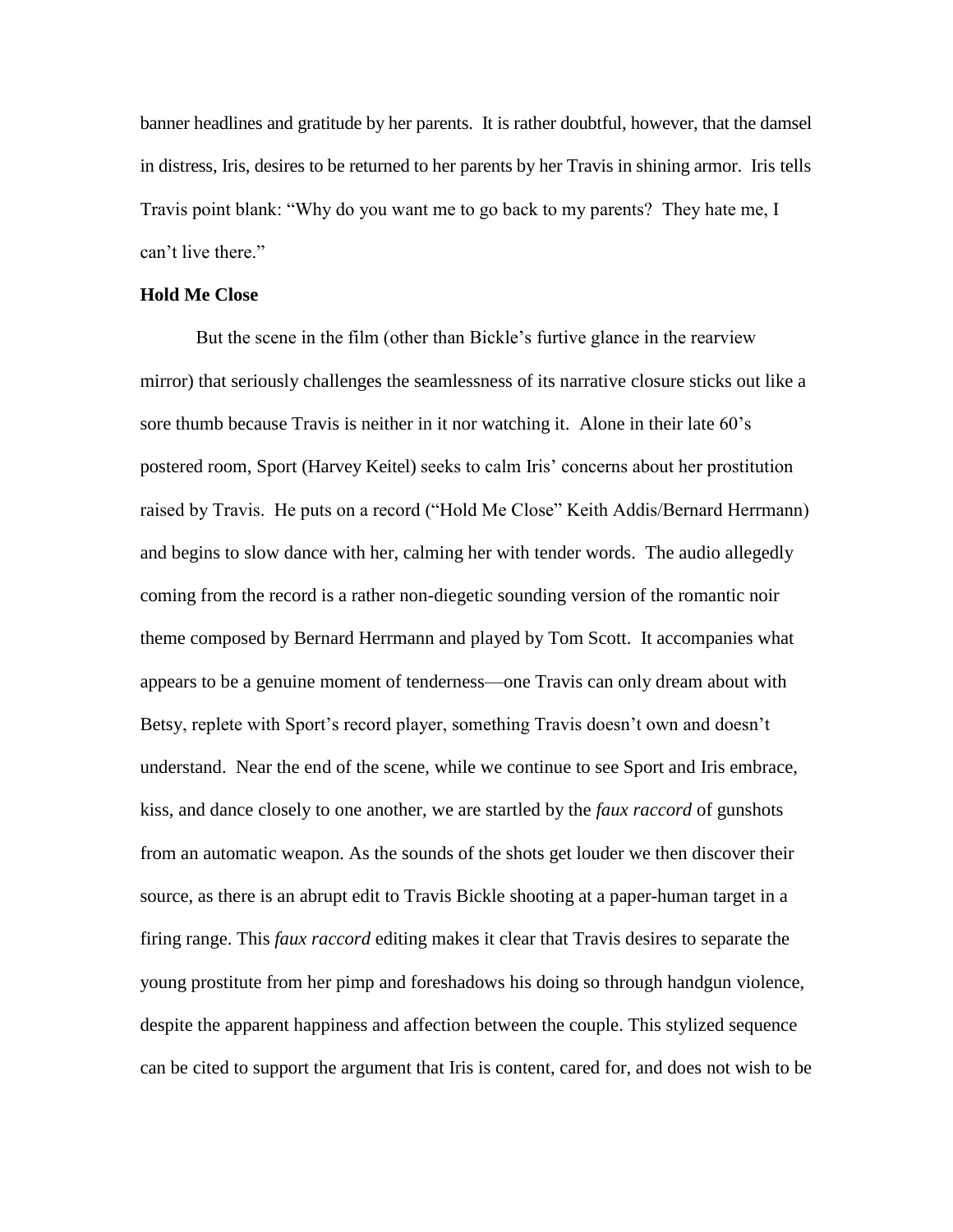banner headlines and gratitude by her parents. It is rather doubtful, however, that the damsel in distress, Iris, desires to be returned to her parents by her Travis in shining armor. Iris tells Travis point blank: "Why do you want me to go back to my parents? They hate me, I can't live there."

**Hold Me Close**

But the scene in the film (other than Bickle's furtive glance in the rearview mirror) that seriously challenges the seamlessness of its narrative closure sticks out like a sore thumb because Travis is neither in it nor watching it. Alone in their late 60's postered room, Sport (Harvey Keitel) seeks to calm Iris' concerns about her prostitution raised by Travis. He puts on a record ("Hold Me Close" Keith Addis/Bernard Herrmann) and begins to slow dance with her, calming her with tender words. The audio allegedly coming from the record is a rather non-diegetic sounding version of the romantic noir theme composed by Bernard Herrmann and played by Tom Scott. It accompanies what appears to be a genuine moment of tenderness—one Travis can only dream about with Betsy, replete with Sport's record player, something Travis doesn't own and doesn't understand. Near the end of the scene, while we continue to see Sport and Iris embrace, kiss, and dance closely to one another, we are startled by the *faux raccord* of gunshots from an automatic weapon. As the sounds of the shots get louder we then discover their source, as there is an abrupt edit to Travis Bickle shooting at a paper-human target in a firing range. This *faux raccord* editing makes it clear that Travis desires to separate the young prostitute from her pimp and foreshadows his doing so through handgun violence, despite the apparent happiness and affection between the couple. This stylized sequence can be cited to support the argument that Iris is content, cared for, and does not wish to be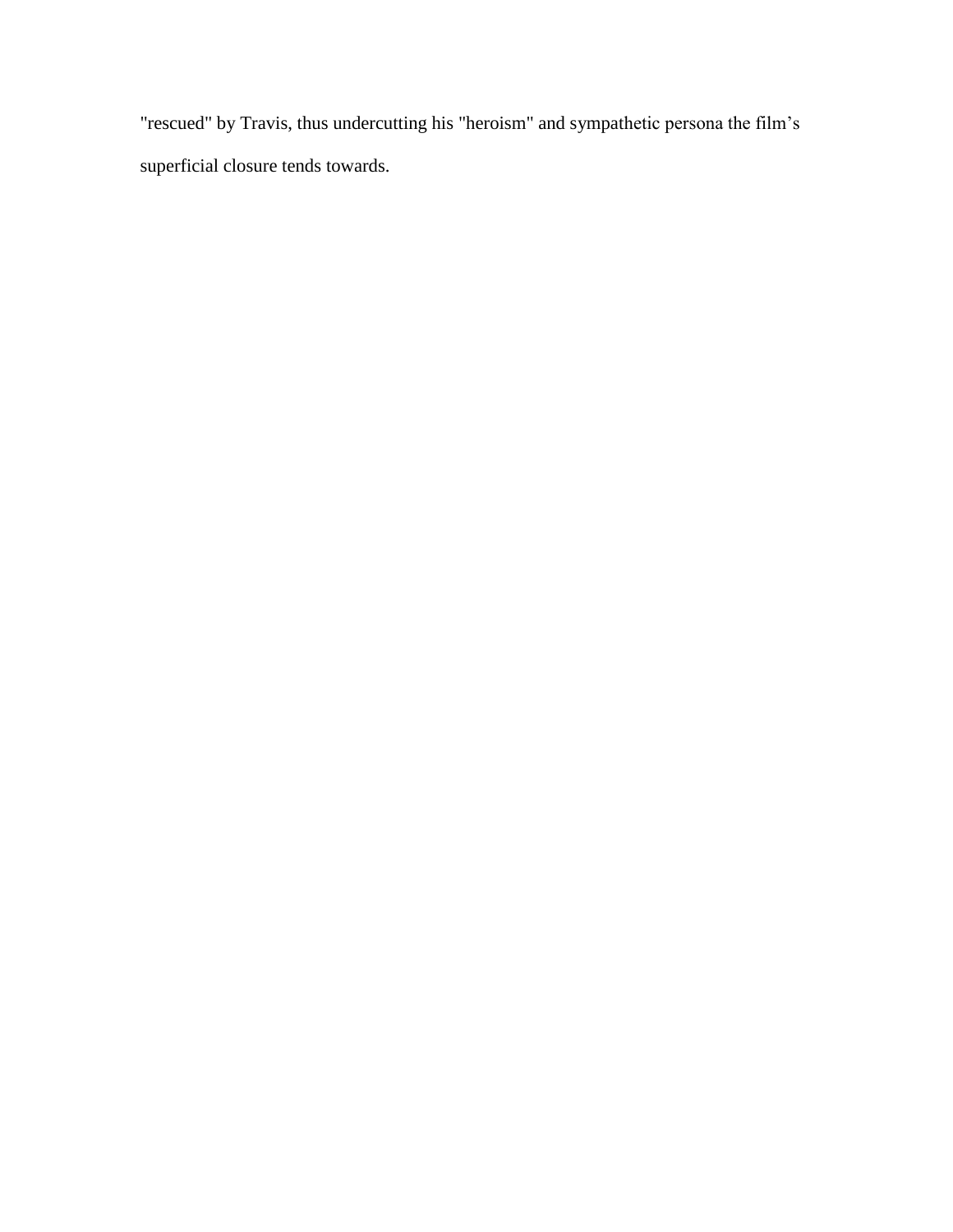"rescued" by Travis, thus undercutting his "heroism" and sympathetic persona the film's superficial closure tends towards.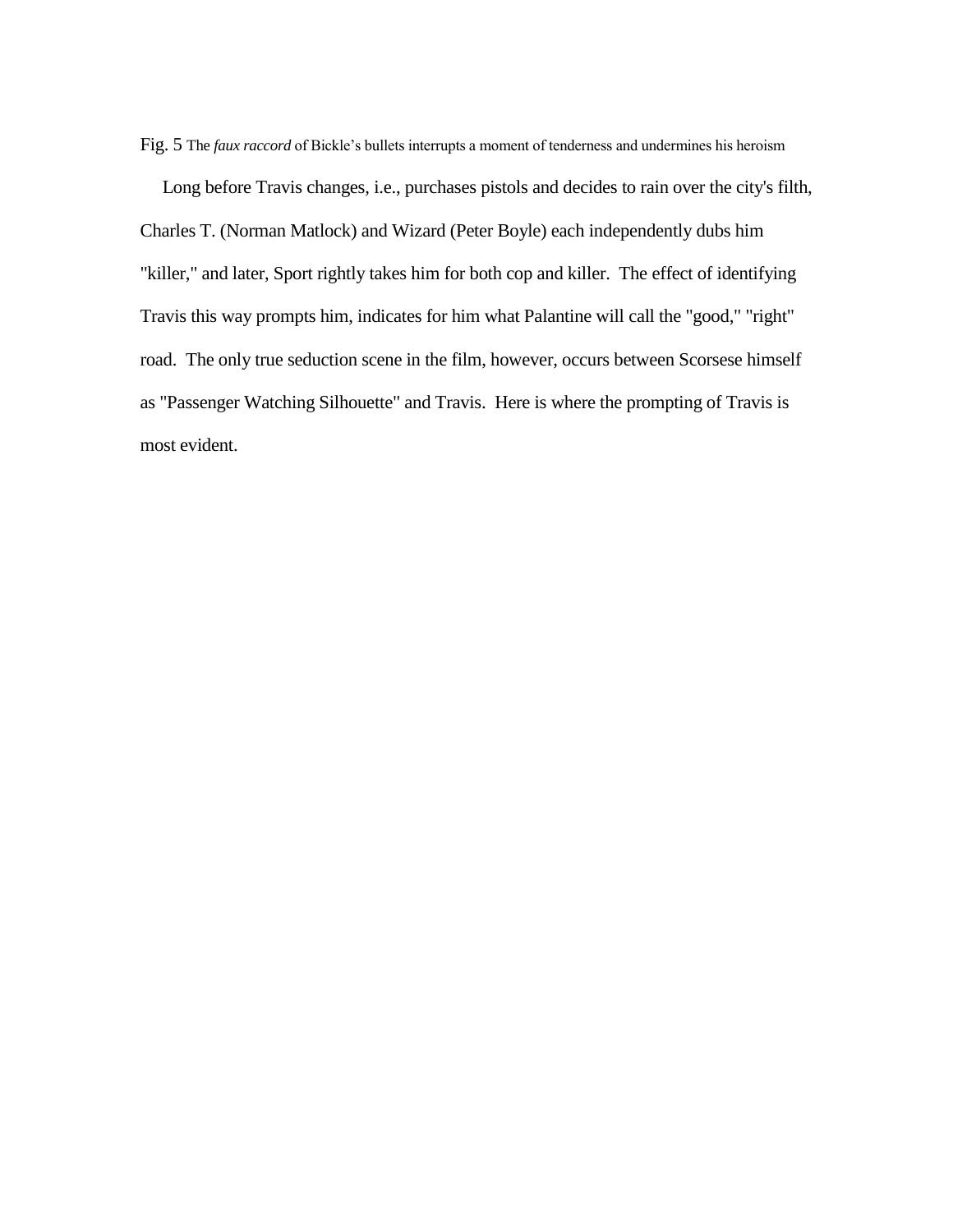Fig. 5 The *faux raccord* of Bickle's bullets interrupts a moment of tenderness and undermines his heroism

Long before Travis changes, i.e., purchases pistols and decides to rain over the city's filth, Charles T. (Norman Matlock) and Wizard (Peter Boyle) each independently dubs him "killer," and later, Sport rightly takes him for both cop and killer. The effect of identifying Travis this way prompts him, indicates for him what Palantine will call the "good," "right" road. The only true seduction scene in the film, however, occurs between Scorsese himself as "Passenger Watching Silhouette" and Travis. Here is where the prompting of Travis is most evident.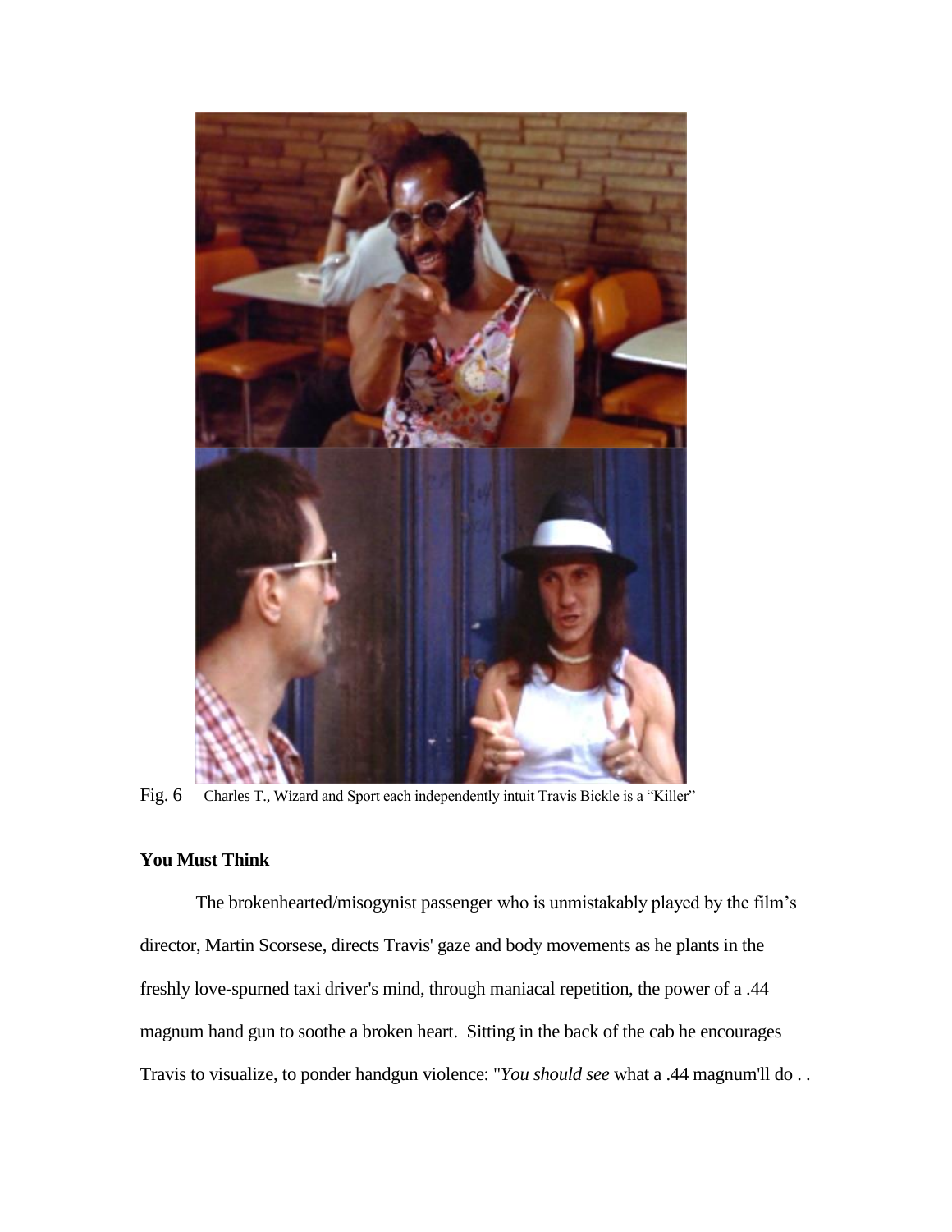Fig. 6 Charles T., Wizard and Sport each independently intuit Travis Bickle is a "Killer"

**You Must Think**

The brokenhearted/misogynist passenger who is unmistakably played by the film's director, Martin Scorsese, directs Travis' gaze and body movements as he plants in the freshly love-spurned taxi driver's mind, through maniacal repetition, the power of a .44 magnum hand gun to soothe a broken heart. Sitting in the back of the cab he encourages Travis to visualize, to ponder handgun violence: "*You should see* what a .44 magnum'll do . .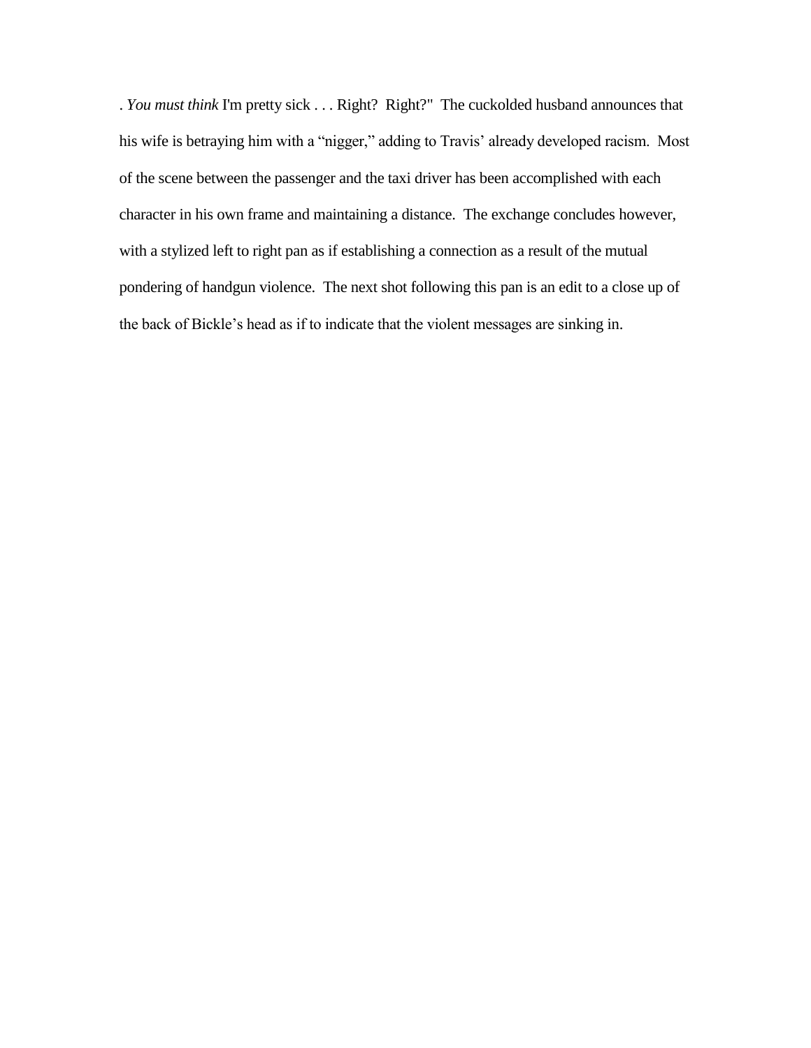. *You must think* I'm pretty sick . . . Right? Right?" The cuckolded husband announces that his wife is betraying him with a "nigger," adding to Travis' already developed racism. Most of the scene between the passenger and the taxi driver has been accomplished with each character in his own frame and maintaining a distance. The exchange concludes however, with a stylized left to right pan as if establishing a connection as a result of the mutual pondering of handgun violence. The next shot following this pan is an edit to a close up of the back of Bickle's head as if to indicate that the violent messages are sinking in.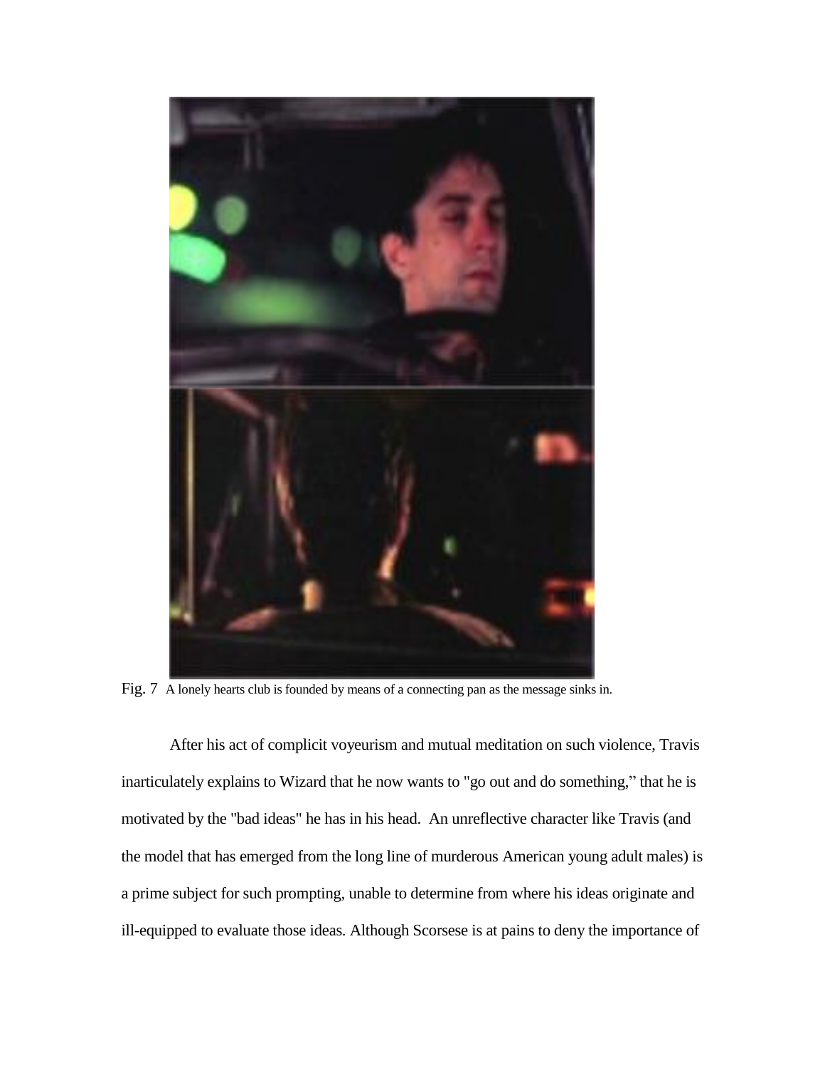Fig. 7 A lonely hearts club is founded by means of a connecting pan as the message sinks in.

After his act of complicit voyeurism and mutual meditation on such violence, Travis inarticulately explains to Wizard that he now wants to "go out and do something," that he is motivated by the "bad ideas" he has in his head. An unreflective character like Travis (and the model that has emerged from the long line of murderous American young adult males) is a prime subject for such prompting, unable to determine from where his ideas originate and ill-equipped to evaluate those ideas. Although Scorsese is at pains to deny the importance of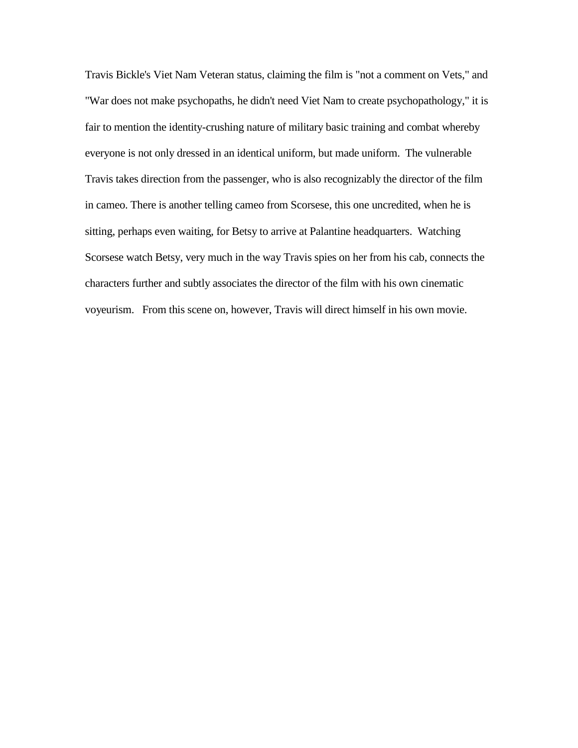Travis Bickle's Viet Nam Veteran status, claiming the film is "not a comment on Vets," and "War does not make psychopaths, he didn't need Viet Nam to create psychopathology," it is fair to mention the identity-crushing nature of military basic training and combat whereby everyone is not only dressed in an identical uniform, but made uniform. The vulnerable Travis takes direction from the passenger, who is also recognizably the director of the film in cameo. There is another telling cameo from Scorsese, this one uncredited, when he is sitting, perhaps even waiting, for Betsy to arrive at Palantine headquarters. Watching Scorsese watch Betsy, very much in the way Travis spies on her from his cab, connects the characters further and subtly associates the director of the film with his own cinematic voyeurism. From this scene on, however, Travis will direct himself in his own movie.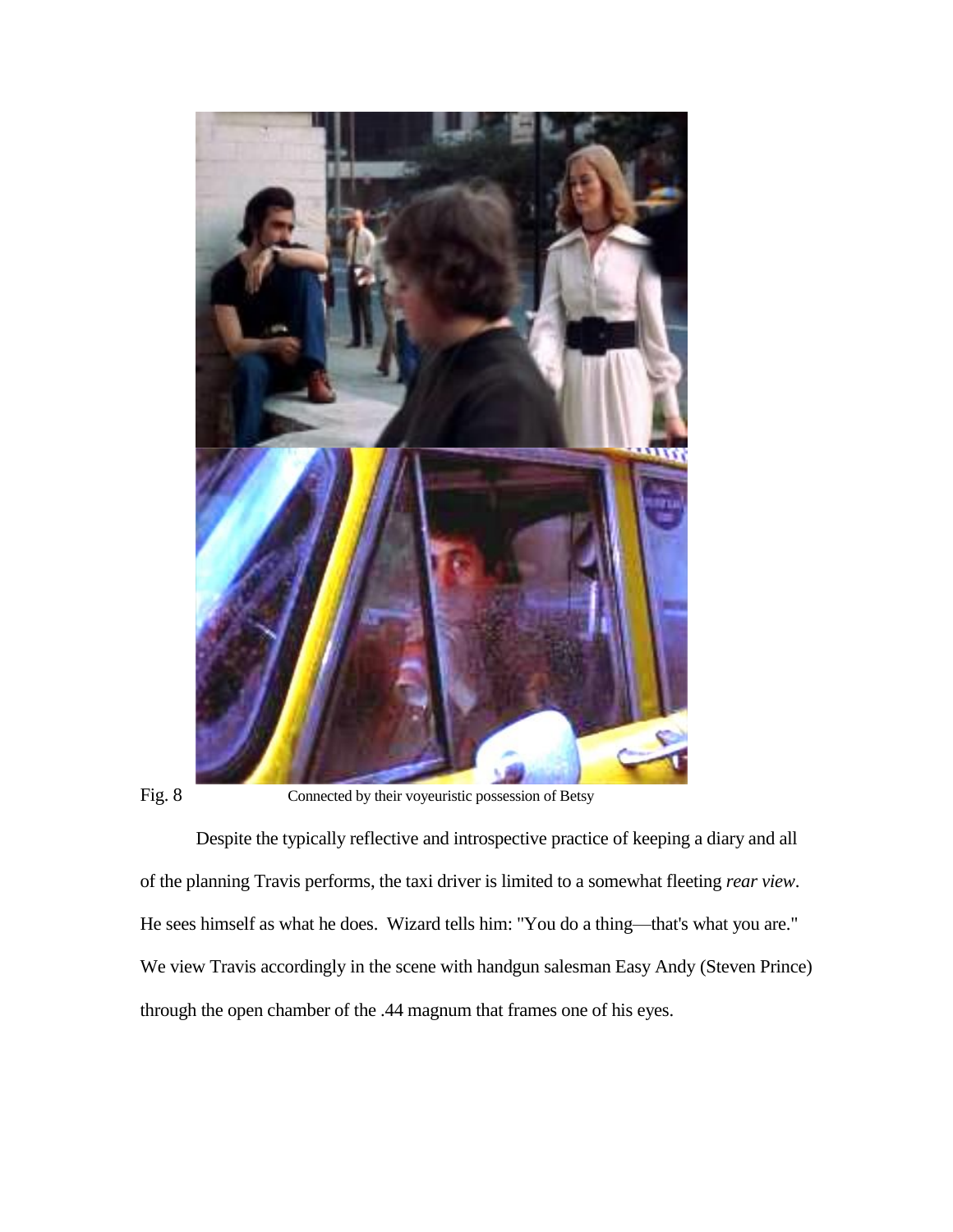Fig. 8 Connected by their voyeuristic possession of Betsy

Despite the typically reflective and introspective practice of keeping a diary and all of the planning Travis performs, the taxi driver is limited to a somewhat fleeting *rear view*. He sees himself as what he does. Wizard tells him: "You do a thing—that's what you are." We view Travis accordingly in the scene with handgun salesman Easy Andy (Steven Prince) through the open chamber of the .44 magnum that frames one of his eyes.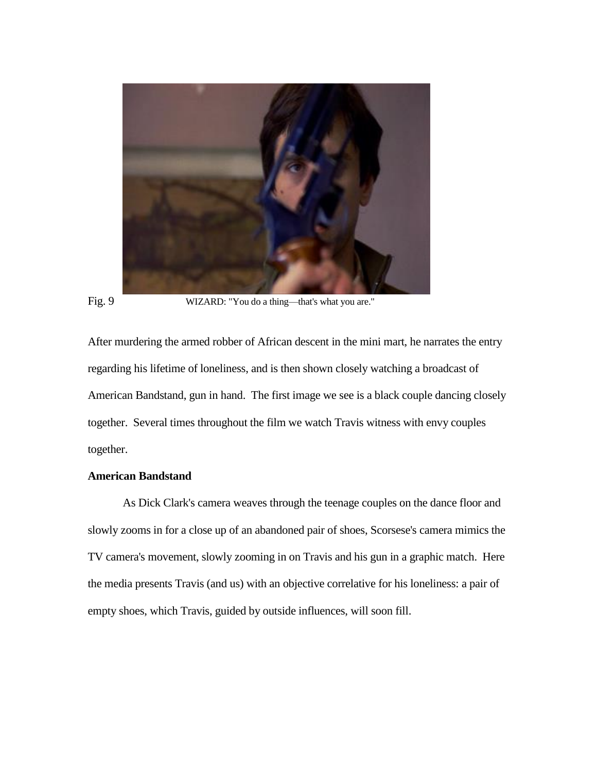Fig. 9 WIZARD: "You do a thing—that's what you are."

After murdering the armed robber of African descent in the mini mart, he narrates the entry regarding his lifetime of loneliness, and is then shown closely watching a broadcast of American Bandstand, gun in hand. The first image we see is a black couple dancing closely together. Several times throughout the film we watch Travis witness with envy couples together.

**American Bandstand**

As Dick Clark's camera weaves through the teenage couples on the dance floor and slowly zooms in for a close up of an abandoned pair of shoes, Scorsese's camera mimics the TV camera's movement, slowly zooming in on Travis and his gun in a graphic match. Here the media presents Travis (and us) with an objective correlative for his loneliness: a pair of empty shoes, which Travis, guided by outside influences, will soon fill.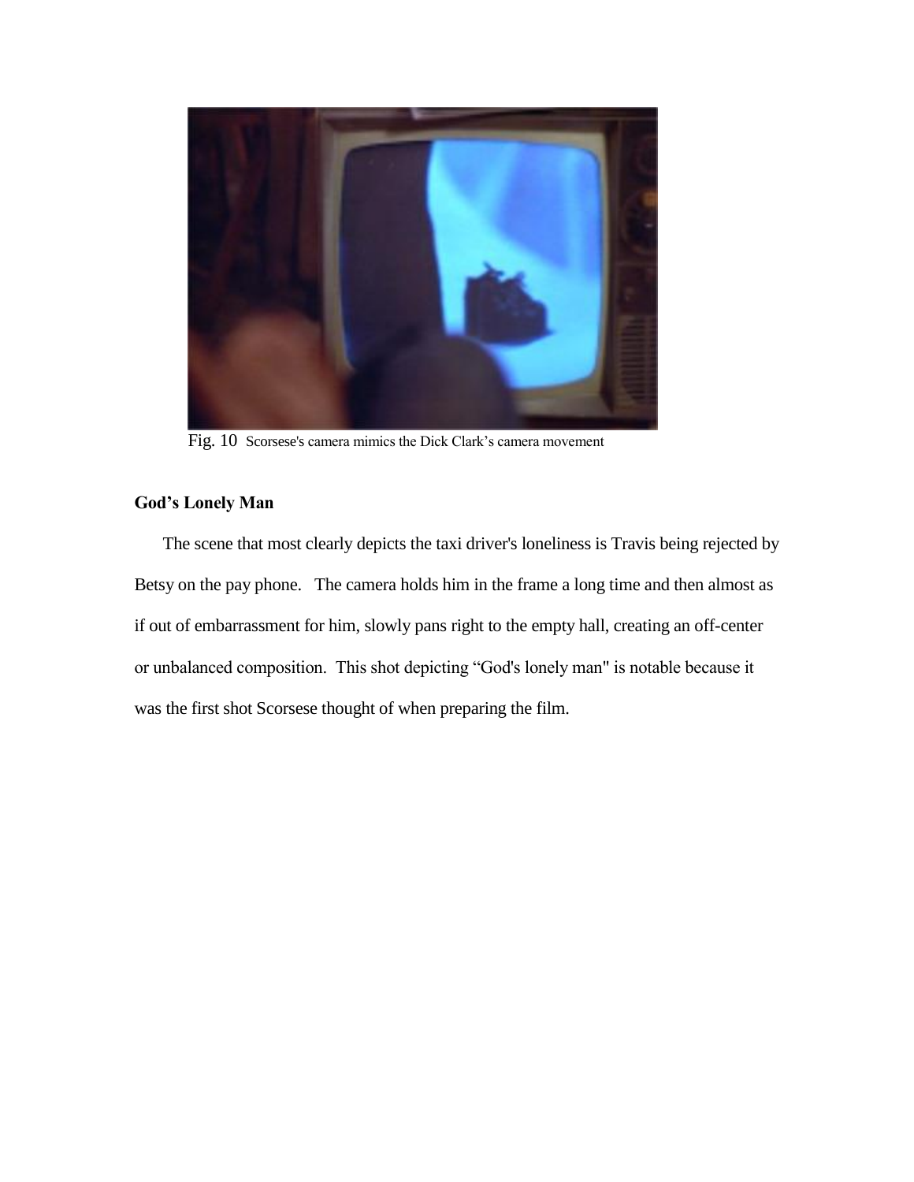Fig. 10 Scorsese's camera mimics the Dick Clark's camera movement

**God's Lonely Man**

The scene that most clearly depicts the taxi driver's loneliness is Travis being rejected by Betsy on the pay phone. The camera holds him in the frame a long time and then almost as if out of embarrassment for him, slowly pans right to the empty hall, creating an off-center or unbalanced composition. This shot depicting "God's lonely man" is notable because it was the first shot Scorsese thought of when preparing the film.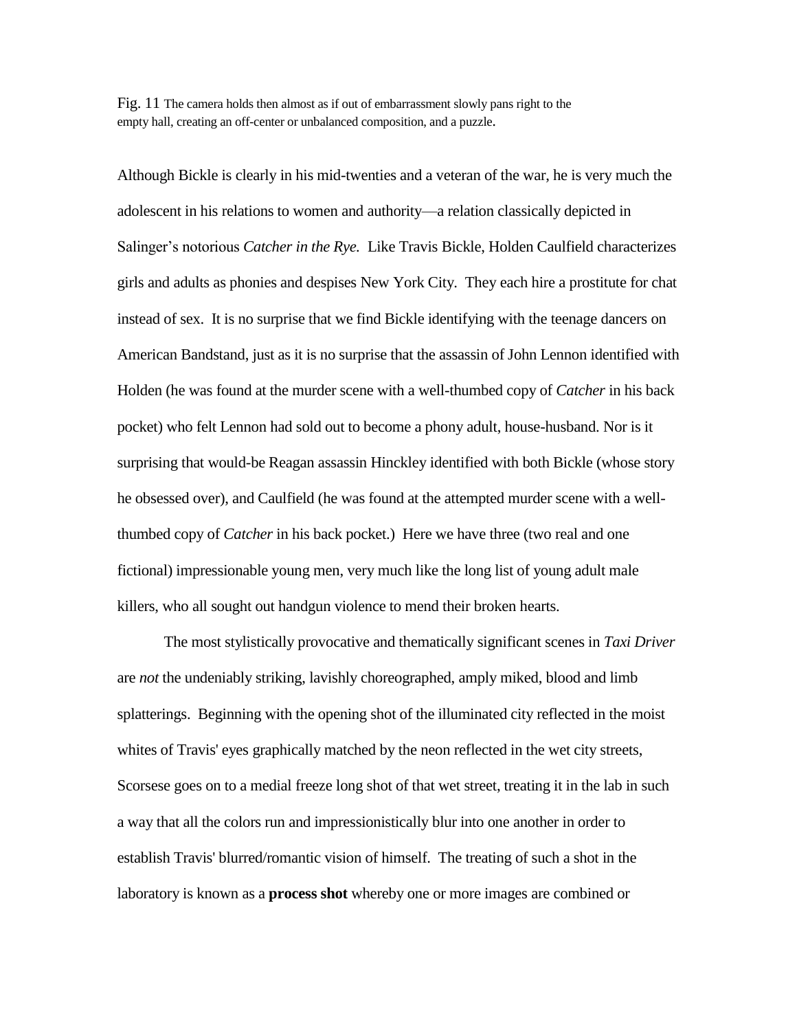Fig. 11 The camera holds then almost as if out of embarrassment slowly pans right to the empty hall, creating an off-center or unbalanced composition, and a puzzle.

Although Bickle is clearly in his mid-twenties and a veteran of the war, he is very much the adolescent in his relations to women and authority—a relation classically depicted in Salinger's notorious *Catcher in the Rye.* Like Travis Bickle, Holden Caulfield characterizes girls and adults as phonies and despises New York City. They each hire a prostitute for chat instead of sex. It is no surprise that we find Bickle identifying with the teenage dancers on American Bandstand, just as it is no surprise that the assassin of John Lennon identified with Holden (he was found at the murder scene with a well-thumbed copy of *Catcher* in his back pocket) who felt Lennon had sold out to become a phony adult, house-husband. Nor is it surprising that would-be Reagan assassin Hinckley identified with both Bickle (whose story he obsessed over), and Caulfield (he was found at the attempted murder scene with a well-thumbed copy of *Catcher* in his back pocket.) Here we have three (two real and one fictional) impressionable young men, very much like the long list of young adult male killers, who all sought out handgun violence to mend their broken hearts.

The most stylistically provocative and thematically significant scenes in *Taxi Driver* are *not* the undeniably striking, lavishly choreographed, amply miked, blood and limb splatterings. Beginning with the opening shot of the illuminated city reflected in the moist whites of Travis' eyes graphically matched by the neon reflected in the wet city streets, Scorsese goes on to a medial freeze long shot of that wet street, treating it in the lab in such a way that all the colors run and impressionistically blur into one another in order to establish Travis' blurred/romantic vision of himself. The treating of such a shot in the laboratory is known as a **process shot** whereby one or more images are combined or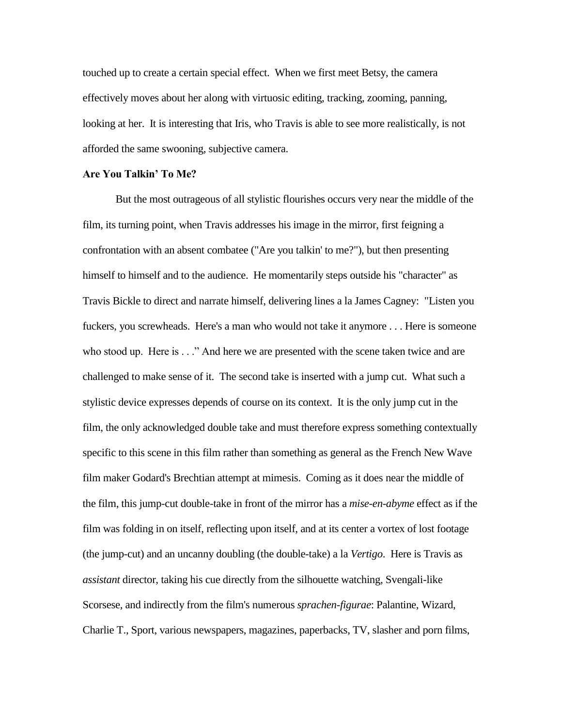touched up to create a certain special effect. When we first meet Betsy, the camera effectively moves about her along with virtuosic editing, tracking, zooming, panning, looking at her. It is interesting that Iris, who Travis is able to see more realistically, is not afforded the same swooning, subjective camera.

**Are You Talkin' To Me?**

But the most outrageous of all stylistic flourishes occurs very near the middle of the film, its turning point, when Travis addresses his image in the mirror, first feigning a confrontation with an absent combatee ("Are you talkin' to me?"), but then presenting himself to himself and to the audience. He momentarily steps outside his "character" as Travis Bickle to direct and narrate himself, delivering lines a la James Cagney: "Listen you fuckers, you screwheads. Here's a man who would not take it anymore . . . Here is someone who stood up. Here is . . ." And here we are presented with the scene taken twice and are challenged to make sense of it. The second take is inserted with a jump cut. What such a stylistic device expresses depends of course on its context. It is the only jump cut in the film, the only acknowledged double take and must therefore express something contextually specific to this scene in this film rather than something as general as the French New Wave film maker Godard's Brechtian attempt at mimesis. Coming as it does near the middle of the film, this jump-cut double-take in front of the mirror has a *mise-en-abyme* effect as if the film was folding in on itself, reflecting upon itself, and at its center a vortex of lost footage (the jump-cut) and an uncanny doubling (the double-take) a la *Vertigo*. Here is Travis as *assistant* director, taking his cue directly from the silhouette watching, Svengali-like Scorsese, and indirectly from the film's numerous *sprachen-figurae*: Palantine, Wizard, Charlie T., Sport, various newspapers, magazines, paperbacks, TV, slasher and porn films,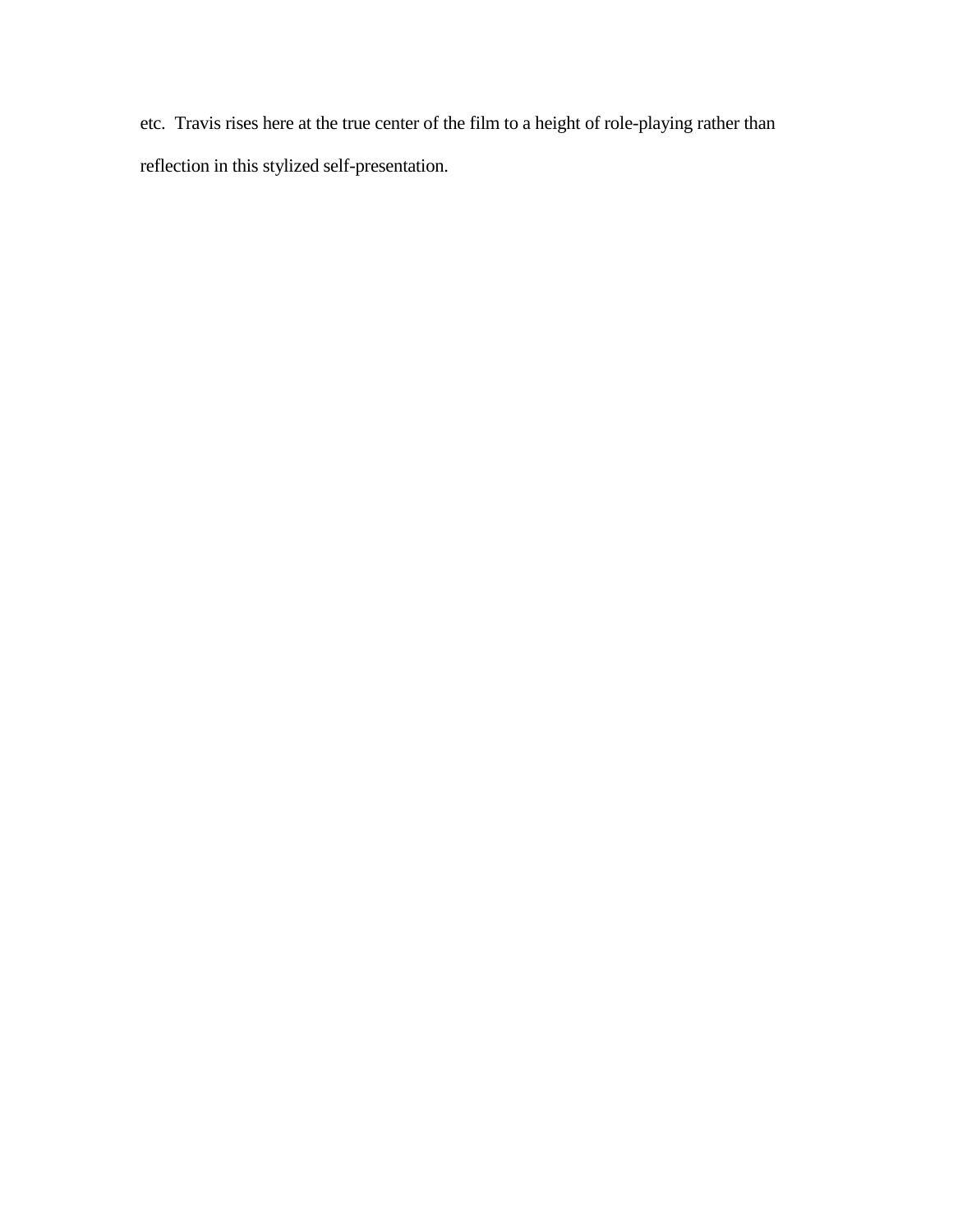etc.  Travis rises here at the true center of the film to a height of role-playing rather than reflection in this stylized self-presentation.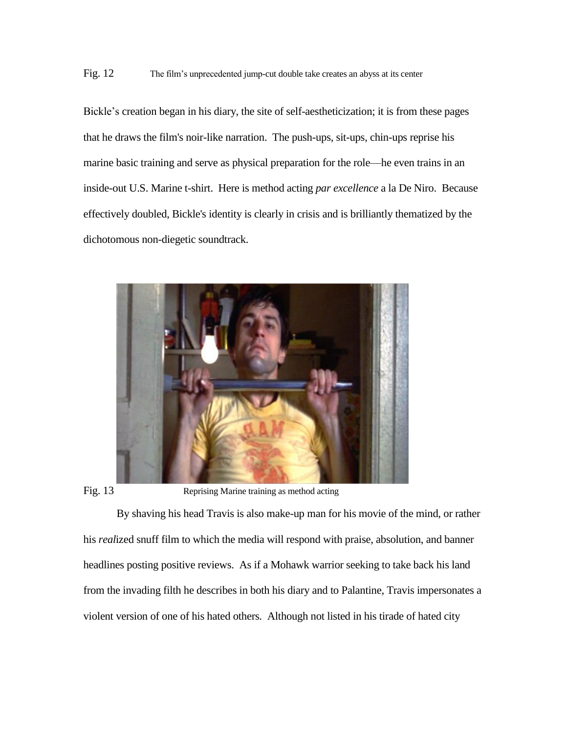Fig. 12 The film's unprecedented jump-cut double take creates an abyss at its center

Bickle's creation began in his diary, the site of self-aestheticization; it is from these pages that he draws the film's noir-like narration. The push-ups, sit-ups, chin-ups reprise his marine basic training and serve as physical preparation for the role—he even trains in an inside-out U.S. Marine t-shirt. Here is method acting *par excellence* a la De Niro. Because effectively doubled, Bickle's identity is clearly in crisis and is brilliantly thematized by the dichotomous non-diegetic soundtrack.

Fig. 13 Reprising Marine training as method acting

By shaving his head Travis is also make-up man for his movie of the mind, or rather his *real*ized snuff film to which the media will respond with praise, absolution, and banner headlines posting positive reviews. As if a Mohawk warrior seeking to take back his land from the invading filth he describes in both his diary and to Palantine, Travis impersonates a violent version of one of his hated others. Although not listed in his tirade of hated city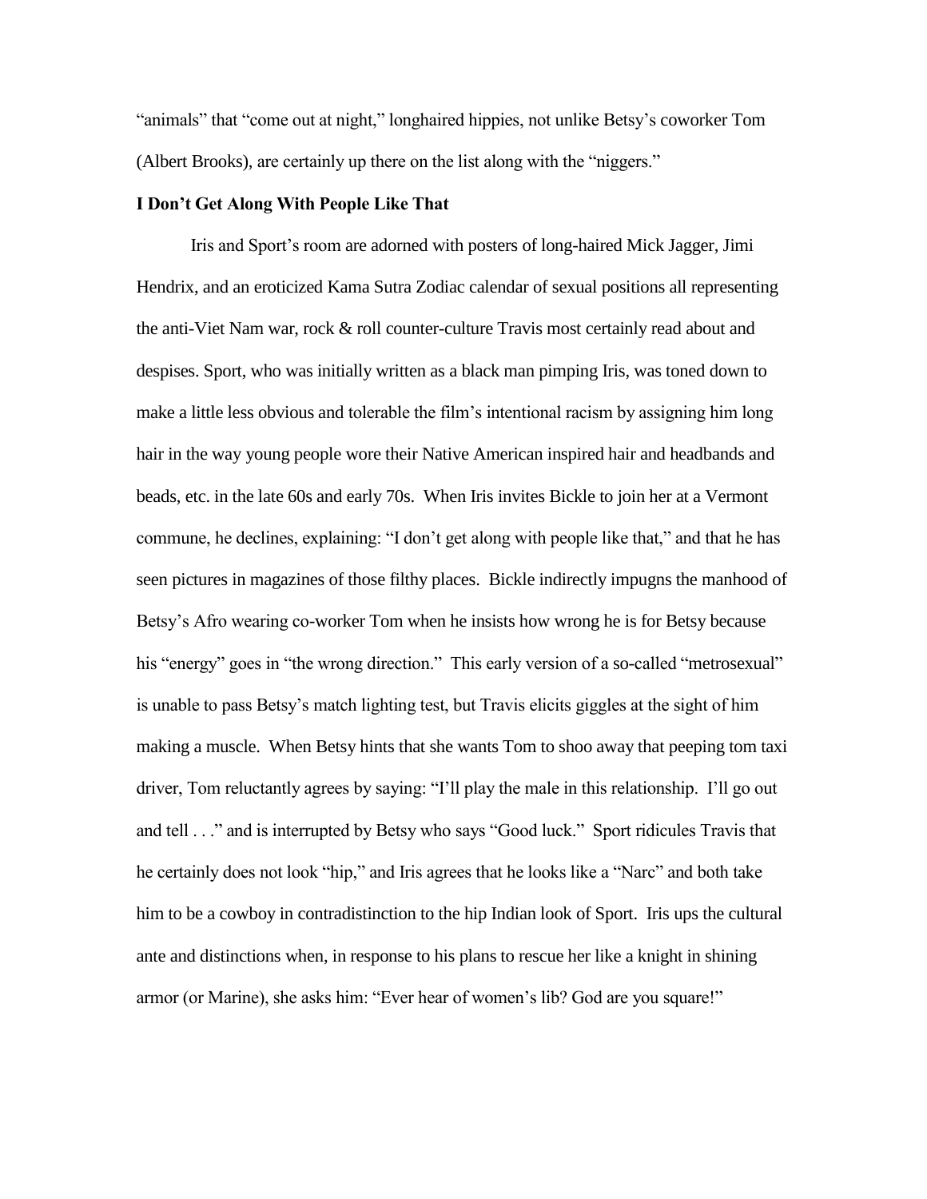"animals" that "come out at night," longhaired hippies, not unlike Betsy's coworker Tom (Albert Brooks), are certainly up there on the list along with the "niggers."

**I Don't Get Along With People Like That**

Iris and Sport's room are adorned with posters of long-haired Mick Jagger, Jimi Hendrix, and an eroticized Kama Sutra Zodiac calendar of sexual positions all representing the anti-Viet Nam war, rock & roll counter-culture Travis most certainly read about and despises. Sport, who was initially written as a black man pimping Iris, was toned down to make a little less obvious and tolerable the film's intentional racism by assigning him long hair in the way young people wore their Native American inspired hair and headbands and beads, etc. in the late 60s and early 70s. When Iris invites Bickle to join her at a Vermont commune, he declines, explaining: "I don't get along with people like that," and that he has seen pictures in magazines of those filthy places. Bickle indirectly impugns the manhood of Betsy's Afro wearing co-worker Tom when he insists how wrong he is for Betsy because his "energy" goes in "the wrong direction." This early version of a so-called "metrosexual" is unable to pass Betsy's match lighting test, but Travis elicits giggles at the sight of him making a muscle. When Betsy hints that she wants Tom to shoo away that peeping tom taxi driver, Tom reluctantly agrees by saying: "I'll play the male in this relationship. I'll go out and tell . . ." and is interrupted by Betsy who says "Good luck." Sport ridicules Travis that he certainly does not look "hip," and Iris agrees that he looks like a "Narc" and both take him to be a cowboy in contradistinction to the hip Indian look of Sport. Iris ups the cultural ante and distinctions when, in response to his plans to rescue her like a knight in shining armor (or Marine), she asks him: "Ever hear of women's lib? God are you square!"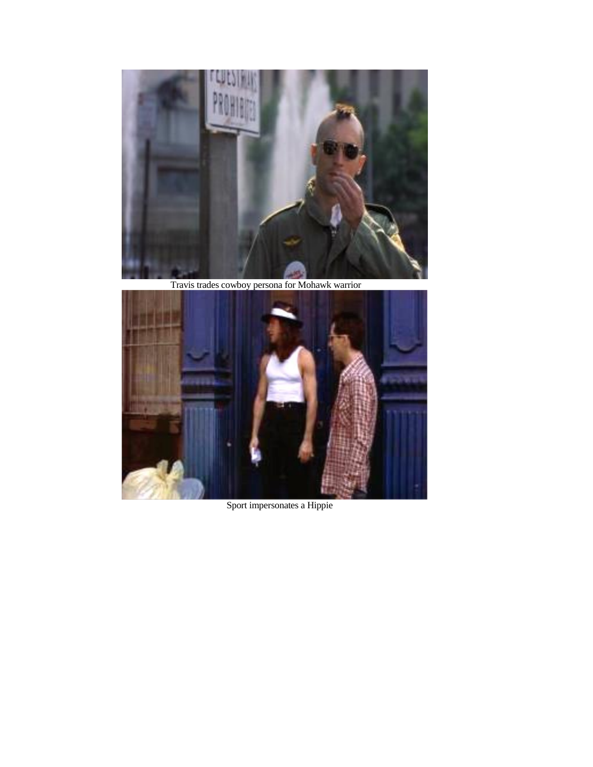Travis trades cowboy persona for Mohawk warrior

Sport impersonates a Hippie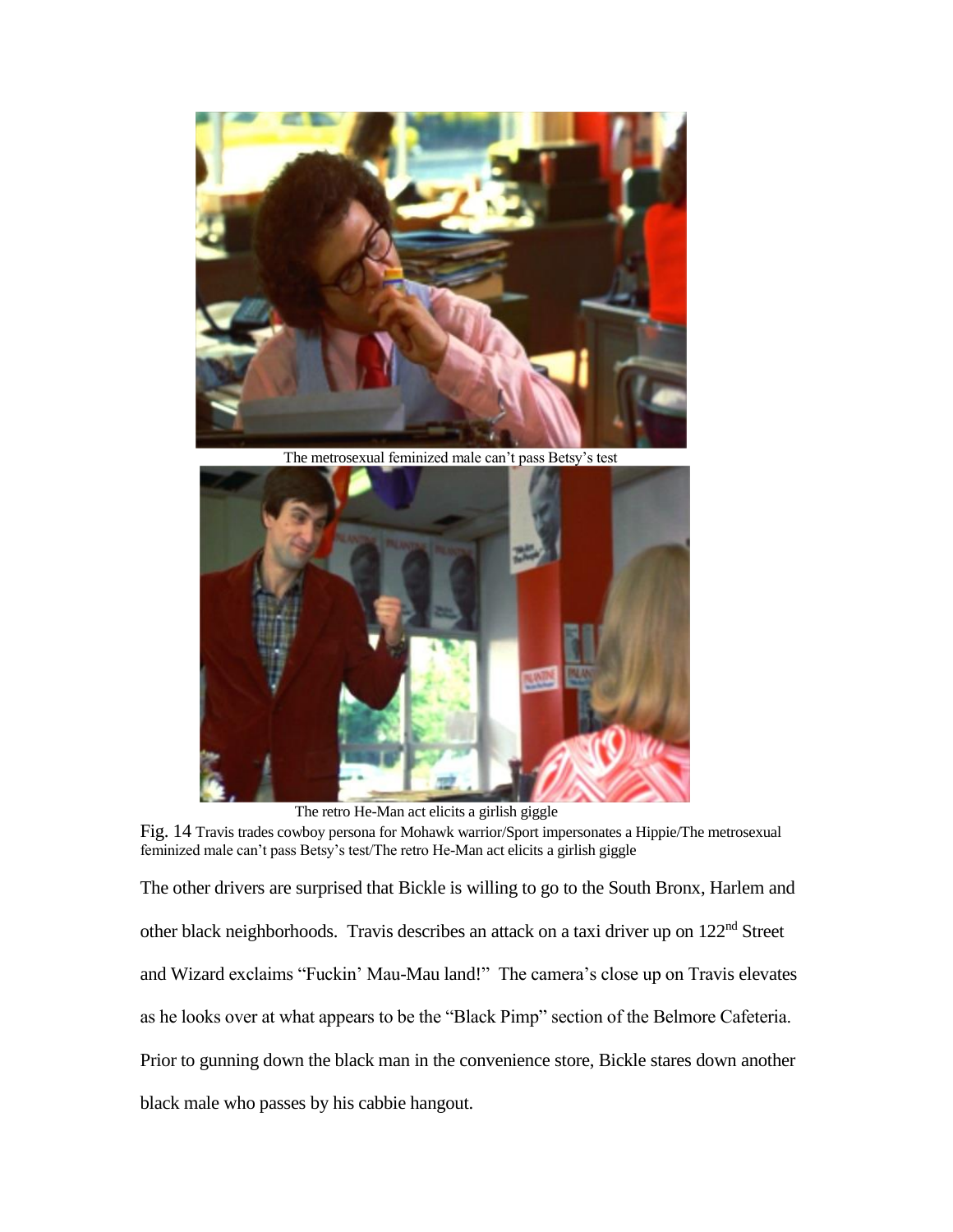The metrosexual feminized male can't pass Betsy's test

The retro He-Man act elicits a girlish giggle

Fig. 14 Travis trades cowboy persona for Mohawk warrior/Sport impersonates a Hippie/The metrosexual feminized male can't pass Betsy's test/The retro He-Man act elicits a girlish giggle

The other drivers are surprised that Bickle is willing to go to the South Bronx, Harlem and other black neighborhoods. Travis describes an attack on a taxi driver up on 122nd Street and Wizard exclaims "Fuckin' Mau-Mau land!" The camera's close up on Travis elevates as he looks over at what appears to be the "Black Pimp" section of the Belmore Cafeteria. Prior to gunning down the black man in the convenience store, Bickle stares down another black male who passes by his cabbie hangout.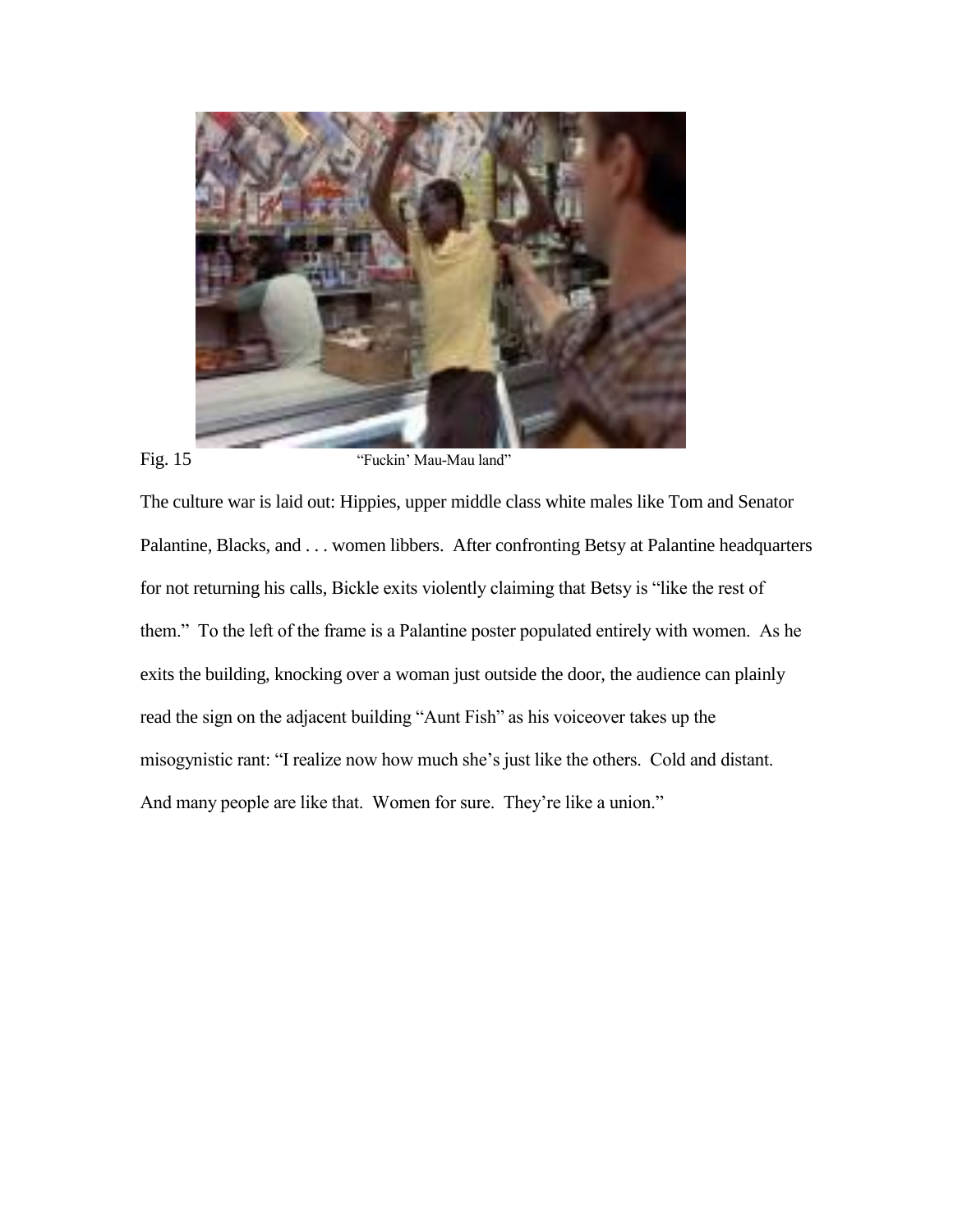Fig. 15 "Fuckin' Mau-Mau land"

The culture war is laid out: Hippies, upper middle class white males like Tom and Senator Palantine, Blacks, and . . . women libbers. After confronting Betsy at Palantine headquarters for not returning his calls, Bickle exits violently claiming that Betsy is "like the rest of them." To the left of the frame is a Palantine poster populated entirely with women. As he exits the building, knocking over a woman just outside the door, the audience can plainly read the sign on the adjacent building "Aunt Fish" as his voiceover takes up the misogynistic rant: "I realize now how much she's just like the others. Cold and distant. And many people are like that. Women for sure. They're like a union."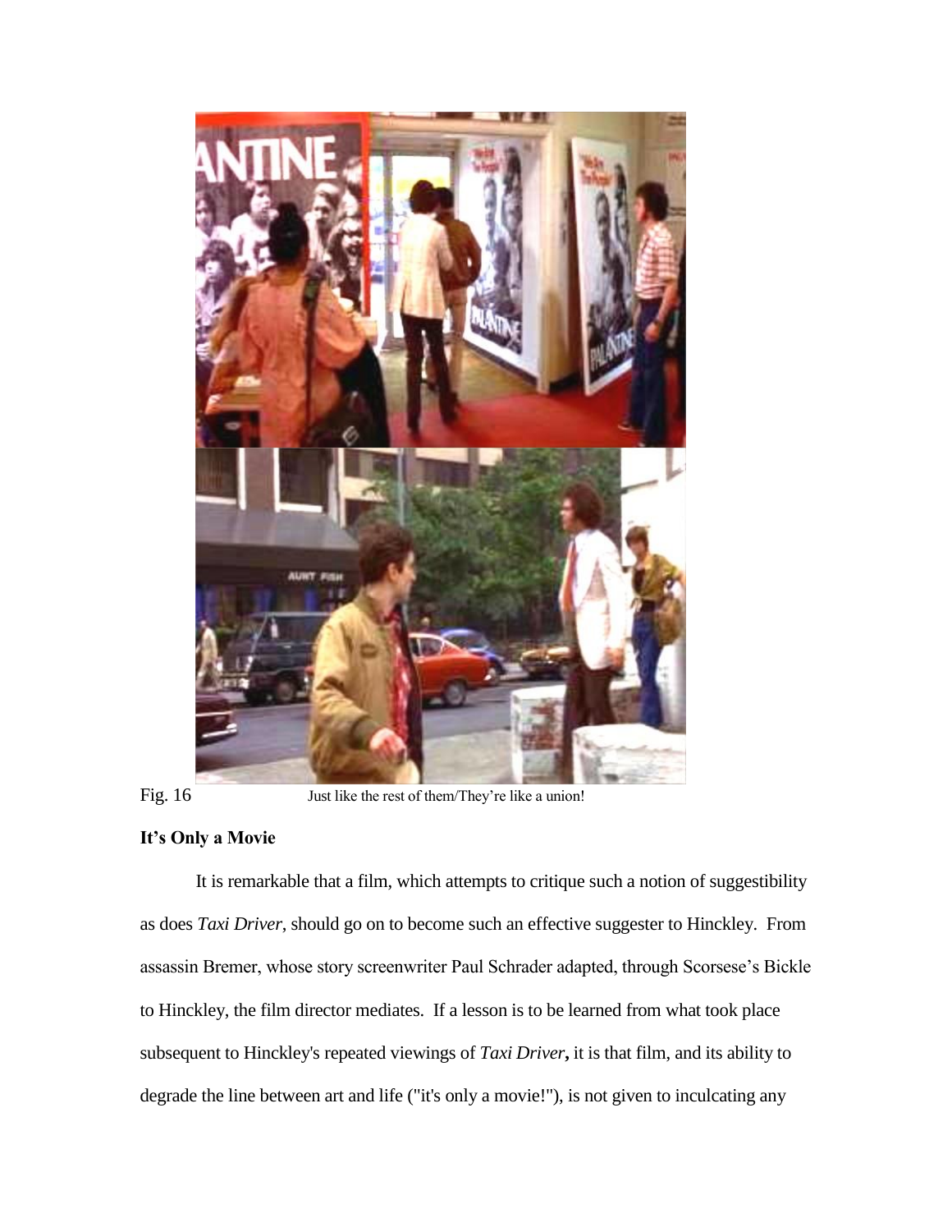Fig. 16 Just like the rest of them/They're like a union!

**It's Only a Movie**

It is remarkable that a film, which attempts to critique such a notion of suggestibility as does *Taxi Driver*, should go on to become such an effective suggester to Hinckley. From assassin Bremer, whose story screenwriter Paul Schrader adapted, through Scorsese's Bickle to Hinckley, the film director mediates. If a lesson is to be learned from what took place subsequent to Hinckley's repeated viewings of *Taxi Driver***,** it is that film, and its ability to degrade the line between art and life ("it's only a movie!"), is not given to inculcating any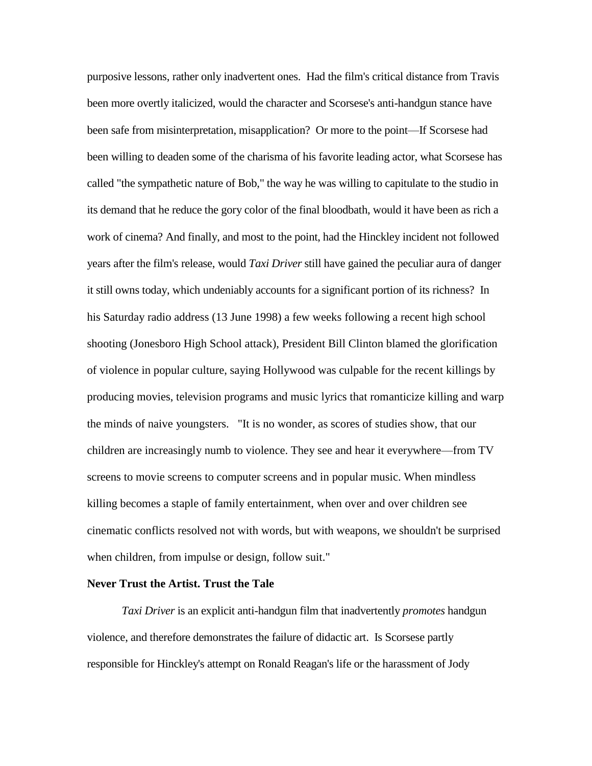purposive lessons, rather only inadvertent ones. Had the film's critical distance from Travis been more overtly italicized, would the character and Scorsese's anti-handgun stance have been safe from misinterpretation, misapplication? Or more to the point—If Scorsese had been willing to deaden some of the charisma of his favorite leading actor, what Scorsese has called "the sympathetic nature of Bob," the way he was willing to capitulate to the studio in its demand that he reduce the gory color of the final bloodbath, would it have been as rich a work of cinema? And finally, and most to the point, had the Hinckley incident not followed years after the film's release, would *Taxi Driver* still have gained the peculiar aura of danger it still owns today, which undeniably accounts for a significant portion of its richness? In his Saturday radio address (13 June 1998) a few weeks following a recent high school shooting (Jonesboro High School attack), President Bill Clinton blamed the glorification of violence in popular culture, saying Hollywood was culpable for the recent killings by producing movies, television programs and music lyrics that romanticize killing and warp the minds of naive youngsters. "It is no wonder, as scores of studies show, that our children are increasingly numb to violence. They see and hear it everywhere—from TV screens to movie screens to computer screens and in popular music. When mindless killing becomes a staple of family entertainment, when over and over children see cinematic conflicts resolved not with words, but with weapons, we shouldn't be surprised when children, from impulse or design, follow suit."

**Never Trust the Artist. Trust the Tale**

*Taxi Driver* is an explicit anti-handgun film that inadvertently *promotes* handgun violence, and therefore demonstrates the failure of didactic art. Is Scorsese partly responsible for Hinckley's attempt on Ronald Reagan's life or the harassment of Jody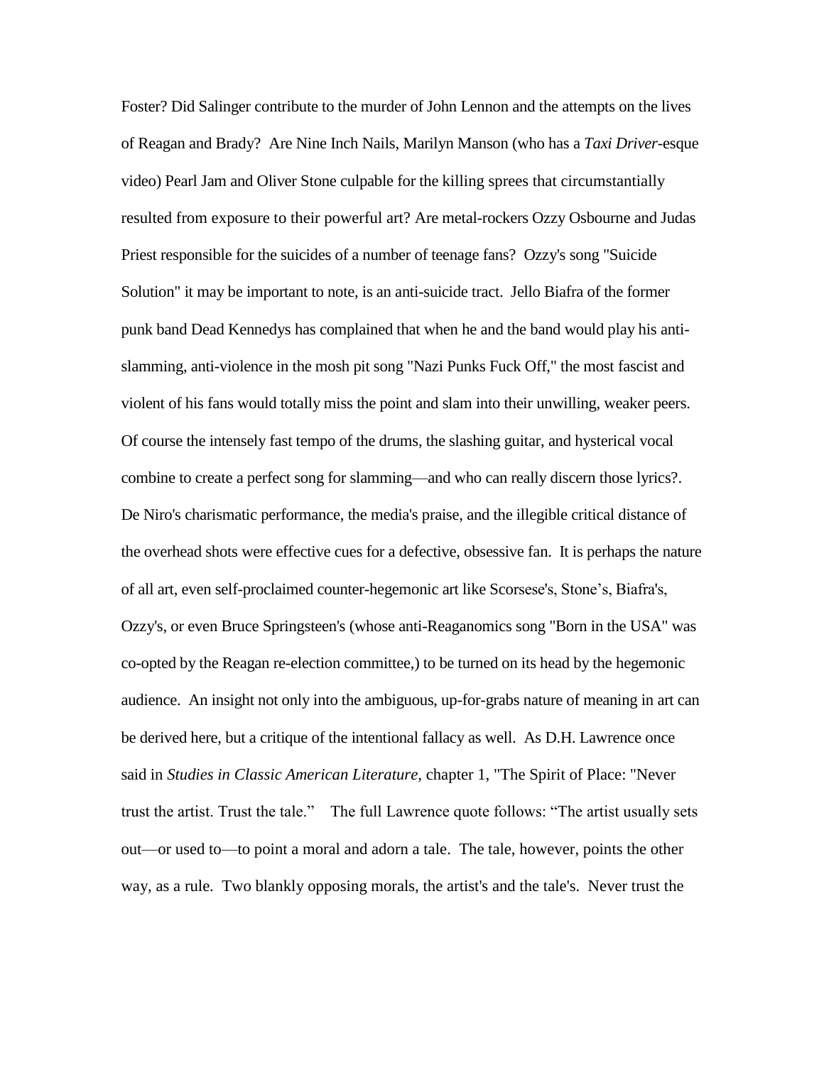Foster? Did Salinger contribute to the murder of John Lennon and the attempts on the lives of Reagan and Brady? Are Nine Inch Nails, Marilyn Manson (who has a *Taxi Driver*-esque video) Pearl Jam and Oliver Stone culpable for the killing sprees that circumstantially resulted from exposure to their powerful art? Are metal-rockers Ozzy Osbourne and Judas Priest responsible for the suicides of a number of teenage fans? Ozzy's song "Suicide Solution" it may be important to note, is an anti-suicide tract. Jello Biafra of the former punk band Dead Kennedys has complained that when he and the band would play his anti-slamming, anti-violence in the mosh pit song "Nazi Punks Fuck Off," the most fascist and violent of his fans would totally miss the point and slam into their unwilling, weaker peers. Of course the intensely fast tempo of the drums, the slashing guitar, and hysterical vocal combine to create a perfect song for slamming—and who can really discern those lyrics?. De Niro's charismatic performance, the media's praise, and the illegible critical distance of the overhead shots were effective cues for a defective, obsessive fan. It is perhaps the nature of all art, even self-proclaimed counter-hegemonic art like Scorsese's, Stone's, Biafra's, Ozzy's, or even Bruce Springsteen's (whose anti-Reaganomics song "Born in the USA" was co-opted by the Reagan re-election committee,) to be turned on its head by the hegemonic audience. An insight not only into the ambiguous, up-for-grabs nature of meaning in art can be derived here, but a critique of the intentional fallacy as well. As D.H. Lawrence once said in *Studies in Classic American Literature,* chapter 1, "The Spirit of Place: "Never trust the artist. Trust the tale." The full Lawrence quote follows: "The artist usually sets out—or used to—to point a moral and adorn a tale. The tale, however, points the other way, as a rule. Two blankly opposing morals, the artist's and the tale's. Never trust the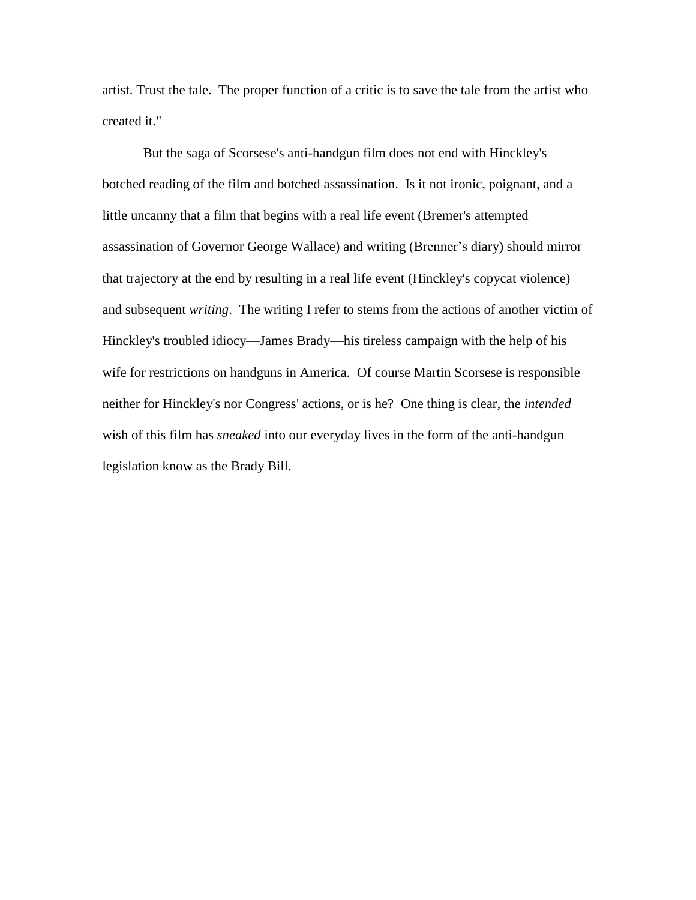artist. Trust the tale. The proper function of a critic is to save the tale from the artist who created it."

But the saga of Scorsese's anti-handgun film does not end with Hinckley's botched reading of the film and botched assassination. Is it not ironic, poignant, and a little uncanny that a film that begins with a real life event (Bremer's attempted assassination of Governor George Wallace) and writing (Brenner's diary) should mirror that trajectory at the end by resulting in a real life event (Hinckley's copycat violence) and subsequent *writing*. The writing I refer to stems from the actions of another victim of Hinckley's troubled idiocy—James Brady—his tireless campaign with the help of his wife for restrictions on handguns in America. Of course Martin Scorsese is responsible neither for Hinckley's nor Congress' actions, or is he? One thing is clear, the *intended* wish of this film has *sneaked* into our everyday lives in the form of the anti-handgun legislation know as the Brady Bill.